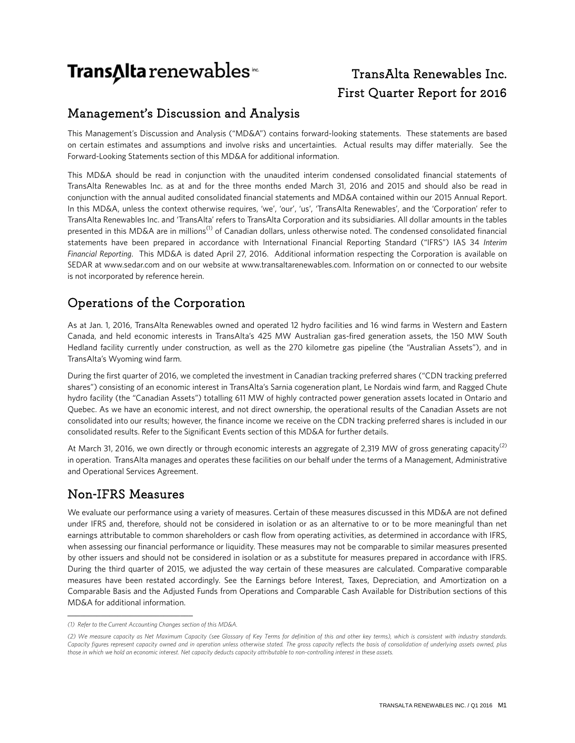# TransAlta renewables inc.

TransAlta Renewables Inc.
First Quarter Report for 2016

## Management's Discussion and Analysis

This Management's Discussion and Analysis ("MD&A") contains forward-looking statements. These statements are based on certain estimates and assumptions and involve risks and uncertainties. Actual results may differ materially. See the Forward-Looking Statements section of this MD&A for additional information.

This MD&A should be read in conjunction with the unaudited interim condensed consolidated financial statements of TransAlta Renewables Inc. as at and for the three months ended March 31, 2016 and 2015 and should also be read in conjunction with the annual audited consolidated financial statements and MD&A contained within our 2015 Annual Report. In this MD&A, unless the context otherwise requires, 'we', 'our', 'us', 'TransAlta Renewables', and the 'Corporation' refer to TransAlta Renewables Inc. and 'TransAlta' refers to TransAlta Corporation and its subsidiaries. All dollar amounts in the tables presented in this MD&A are in millions[1] of Canadian dollars, unless otherwise noted. The condensed consolidated financial statements have been prepared in accordance with International Financial Reporting Standard ("IFRS") IAS 34 *Interim Financial Reporting*. This MD&A is dated April 27, 2016. Additional information respecting the Corporation is available on SEDAR at www.sedar.com and on our website at www.transaltarenewables.com. Information on or connected to our website is not incorporated by reference herein.

## Operations of the Corporation

As at Jan. 1, 2016, TransAlta Renewables owned and operated 12 hydro facilities and 16 wind farms in Western and Eastern Canada, and held economic interests in TransAlta's 425 MW Australian gas-fired generation assets, the 150 MW South Hedland facility currently under construction, as well as the 270 kilometre gas pipeline (the "Australian Assets"), and in TransAlta's Wyoming wind farm.

During the first quarter of 2016, we completed the investment in Canadian tracking preferred shares ("CDN tracking preferred shares") consisting of an economic interest in TransAlta's Sarnia cogeneration plant, Le Nordais wind farm, and Ragged Chute hydro facility (the "Canadian Assets") totalling 611 MW of highly contracted power generation assets located in Ontario and Quebec. As we have an economic interest, and not direct ownership, the operational results of the Canadian Assets are not consolidated into our results; however, the finance income we receive on the CDN tracking preferred shares is included in our consolidated results. Refer to the Significant Events section of this MD&A for further details.

At March 31, 2016, we own directly or through economic interests an aggregate of 2,319 MW of gross generating capacity[2] in operation. TransAlta manages and operates these facilities on our behalf under the terms of a Management, Administrative and Operational Services Agreement.

## Non-IFRS Measures

We evaluate our performance using a variety of measures. Certain of these measures discussed in this MD&A are not defined under IFRS and, therefore, should not be considered in isolation or as an alternative to or to be more meaningful than net earnings attributable to common shareholders or cash flow from operating activities, as determined in accordance with IFRS, when assessing our financial performance or liquidity. These measures may not be comparable to similar measures presented by other issuers and should not be considered in isolation or as a substitute for measures prepared in accordance with IFRS. During the third quarter of 2015, we adjusted the way certain of these measures are calculated. Comparative comparable measures have been restated accordingly. See the Earnings before Interest, Taxes, Depreciation, and Amortization on a Comparable Basis and the Adjusted Funds from Operations and Comparable Cash Available for Distribution sections of this MD&A for additional information.

---

*(1) Refer to the Current Accounting Changes section of this MD&A.*

*(2) We measure capacity as Net Maximum Capacity (see Glossary of Key Terms for definition of this and other key terms), which is consistent with industry standards. Capacity figures represent capacity owned and in operation unless otherwise stated. The gross capacity reflects the basis of consolidation of underlying assets owned, plus those in which we hold an economic interest. Net capacity deducts capacity attributable to non-controlling interest in these assets.*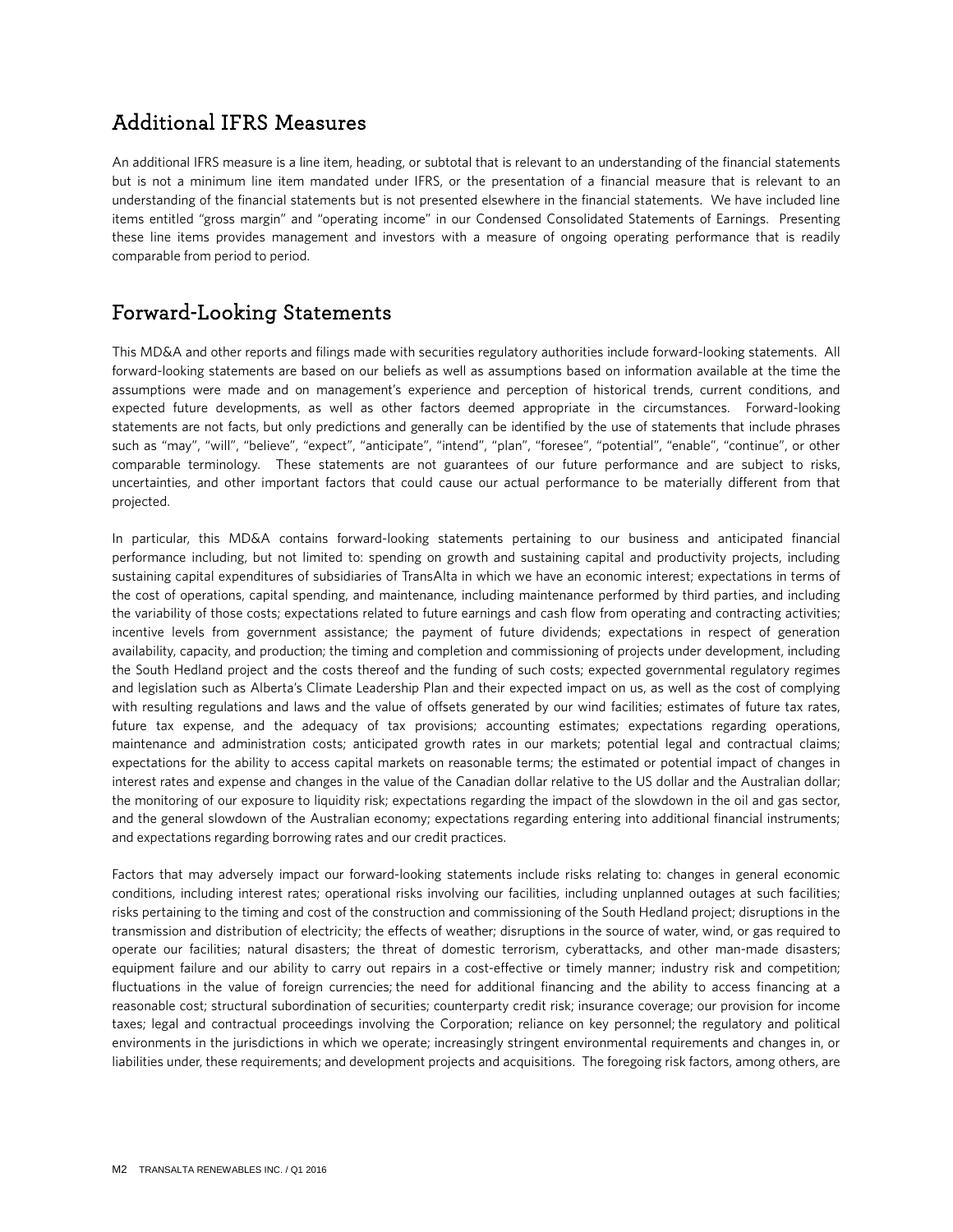## Additional IFRS Measures

An additional IFRS measure is a line item, heading, or subtotal that is relevant to an understanding of the financial statements but is not a minimum line item mandated under IFRS, or the presentation of a financial measure that is relevant to an understanding of the financial statements but is not presented elsewhere in the financial statements. We have included line items entitled "gross margin" and "operating income" in our Condensed Consolidated Statements of Earnings. Presenting these line items provides management and investors with a measure of ongoing operating performance that is readily comparable from period to period.

## Forward-Looking Statements

This MD&A and other reports and filings made with securities regulatory authorities include forward-looking statements. All forward-looking statements are based on our beliefs as well as assumptions based on information available at the time the assumptions were made and on management's experience and perception of historical trends, current conditions, and expected future developments, as well as other factors deemed appropriate in the circumstances. Forward-looking statements are not facts, but only predictions and generally can be identified by the use of statements that include phrases such as "may", "will", "believe", "expect", "anticipate", "intend", "plan", "foresee", "potential", "enable", "continue", or other comparable terminology. These statements are not guarantees of our future performance and are subject to risks, uncertainties, and other important factors that could cause our actual performance to be materially different from that projected.

In particular, this MD&A contains forward-looking statements pertaining to our business and anticipated financial performance including, but not limited to: spending on growth and sustaining capital and productivity projects, including sustaining capital expenditures of subsidiaries of TransAlta in which we have an economic interest; expectations in terms of the cost of operations, capital spending, and maintenance, including maintenance performed by third parties, and including the variability of those costs; expectations related to future earnings and cash flow from operating and contracting activities; incentive levels from government assistance; the payment of future dividends; expectations in respect of generation availability, capacity, and production; the timing and completion and commissioning of projects under development, including the South Hedland project and the costs thereof and the funding of such costs; expected governmental regulatory regimes and legislation such as Alberta's Climate Leadership Plan and their expected impact on us, as well as the cost of complying with resulting regulations and laws and the value of offsets generated by our wind facilities; estimates of future tax rates, future tax expense, and the adequacy of tax provisions; accounting estimates; expectations regarding operations, maintenance and administration costs; anticipated growth rates in our markets; potential legal and contractual claims; expectations for the ability to access capital markets on reasonable terms; the estimated or potential impact of changes in interest rates and expense and changes in the value of the Canadian dollar relative to the US dollar and the Australian dollar; the monitoring of our exposure to liquidity risk; expectations regarding the impact of the slowdown in the oil and gas sector, and the general slowdown of the Australian economy; expectations regarding entering into additional financial instruments; and expectations regarding borrowing rates and our credit practices.

Factors that may adversely impact our forward-looking statements include risks relating to: changes in general economic conditions, including interest rates; operational risks involving our facilities, including unplanned outages at such facilities; risks pertaining to the timing and cost of the construction and commissioning of the South Hedland project; disruptions in the transmission and distribution of electricity; the effects of weather; disruptions in the source of water, wind, or gas required to operate our facilities; natural disasters; the threat of domestic terrorism, cyberattacks, and other man-made disasters; equipment failure and our ability to carry out repairs in a cost-effective or timely manner; industry risk and competition; fluctuations in the value of foreign currencies; the need for additional financing and the ability to access financing at a reasonable cost; structural subordination of securities; counterparty credit risk; insurance coverage; our provision for income taxes; legal and contractual proceedings involving the Corporation; reliance on key personnel; the regulatory and political environments in the jurisdictions in which we operate; increasingly stringent environmental requirements and changes in, or liabilities under, these requirements; and development projects and acquisitions. The foregoing risk factors, among others, are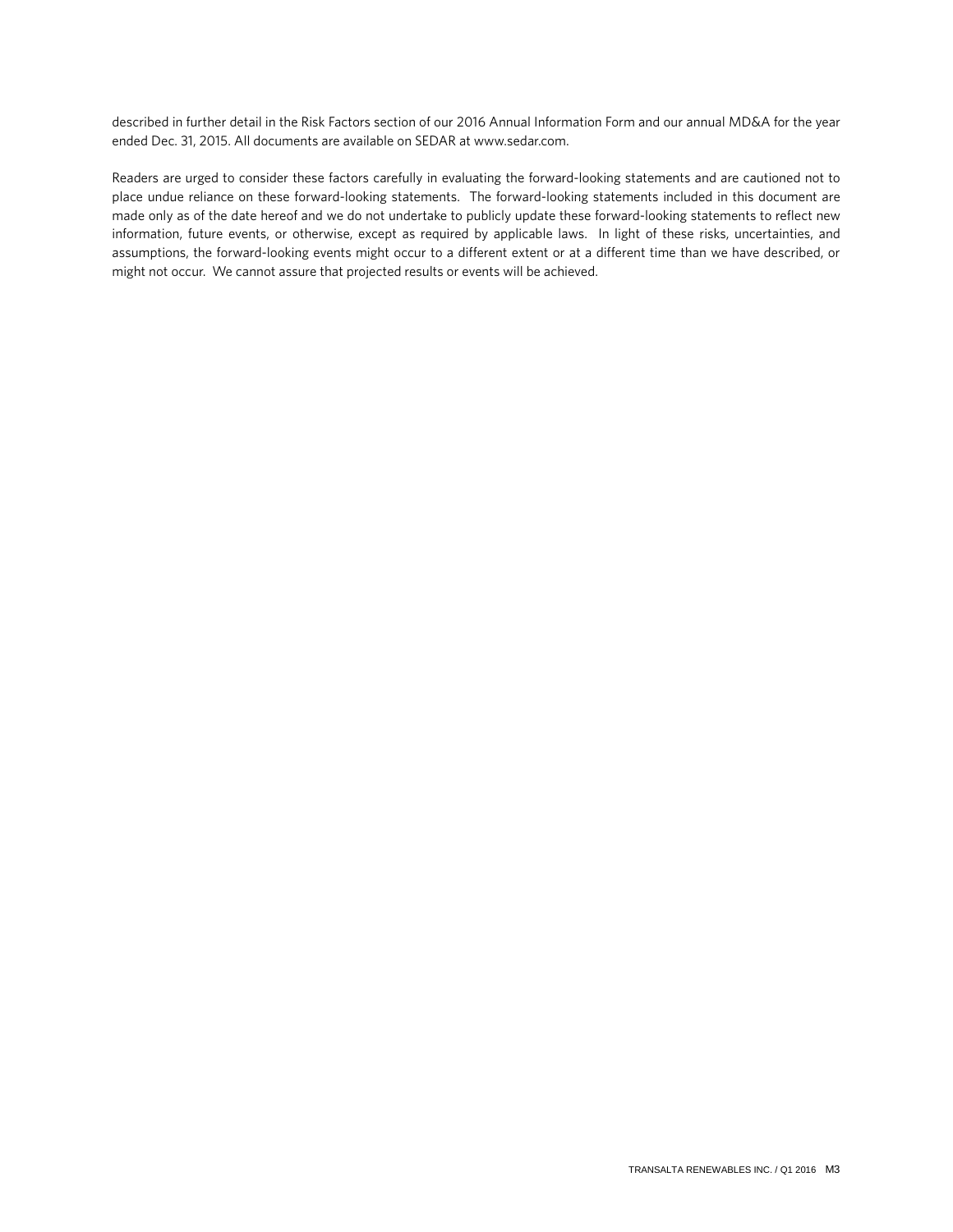described in further detail in the Risk Factors section of our 2016 Annual Information Form and our annual MD&A for the year ended Dec. 31, 2015. All documents are available on SEDAR at www.sedar.com.

Readers are urged to consider these factors carefully in evaluating the forward-looking statements and are cautioned not to place undue reliance on these forward-looking statements. The forward-looking statements included in this document are made only as of the date hereof and we do not undertake to publicly update these forward-looking statements to reflect new information, future events, or otherwise, except as required by applicable laws. In light of these risks, uncertainties, and assumptions, the forward-looking events might occur to a different extent or at a different time than we have described, or might not occur. We cannot assure that projected results or events will be achieved.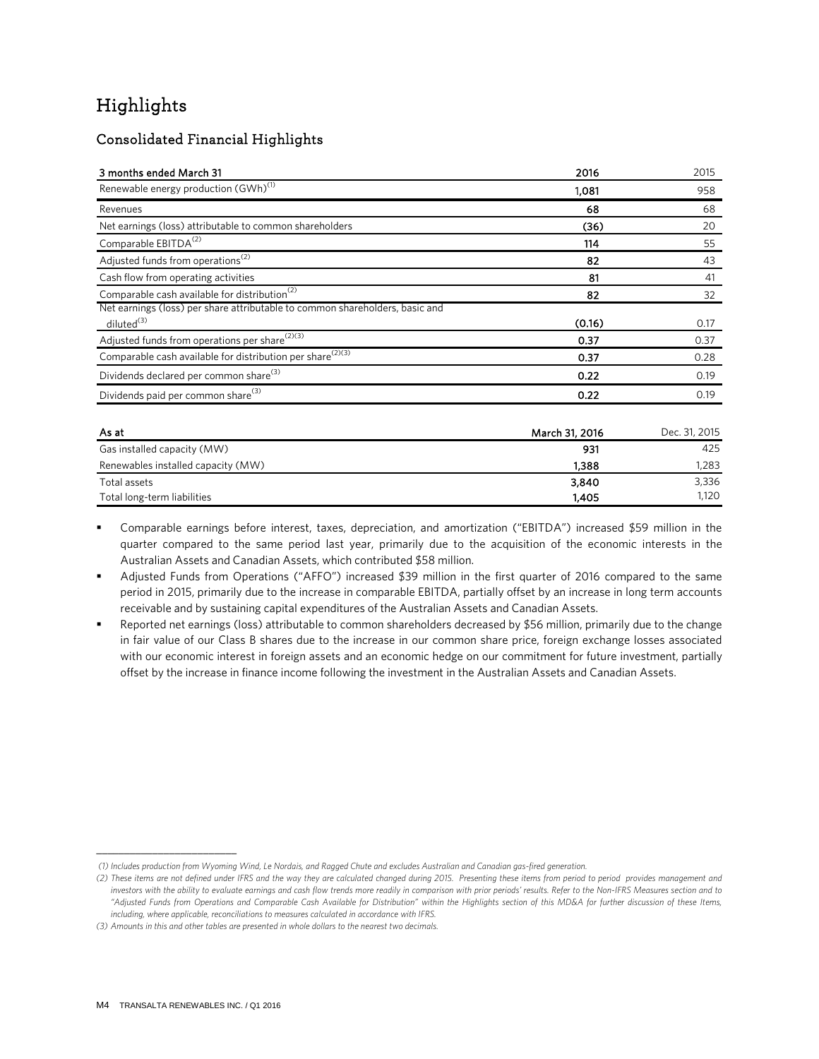# Highlights

## Consolidated Financial Highlights

| 3 months ended March 31 | 2016 | 2015 |
|---|---|---|
| Renewable energy production (GWh)[1] | 1,081 | 958 |
| Revenues | 68 | 68 |
| Net earnings (loss) attributable to common shareholders | (36) | 20 |
| Comparable EBITDA[2] | 114 | 55 |
| Adjusted funds from operations[2] | 82 | 43 |
| Cash flow from operating activities | 81 | 41 |
| Comparable cash available for distribution[2] | 82 | 32 |
| Net earnings (loss) per share attributable to common shareholders, basic and diluted[3] | (0.16) | 0.17 |
| Adjusted funds from operations per share[2][3] | 0.37 | 0.37 |
| Comparable cash available for distribution per share[2][3] | 0.37 | 0.28 |
| Dividends declared per common share[3] | 0.22 | 0.19 |
| Dividends paid per common share[3] | 0.22 | 0.19 |

| As at | March 31, 2016 | Dec. 31, 2015 |
|---|---|---|
| Gas installed capacity (MW) | 931 | 425 |
| Renewables installed capacity (MW) | 1,388 | 1,283 |
| Total assets | 3,840 | 3,336 |
| Total long-term liabilities | 1,405 | 1,120 |

- Comparable earnings before interest, taxes, depreciation, and amortization ("EBITDA") increased $59 million in the quarter compared to the same period last year, primarily due to the acquisition of the economic interests in the Australian Assets and Canadian Assets, which contributed $58 million.
- Adjusted Funds from Operations ("AFFO") increased $39 million in the first quarter of 2016 compared to the same period in 2015, primarily due to the increase in comparable EBITDA, partially offset by an increase in long term accounts receivable and by sustaining capital expenditures of the Australian Assets and Canadian Assets.
- Reported net earnings (loss) attributable to common shareholders decreased by $56 million, primarily due to the change in fair value of our Class B shares due to the increase in our common share price, foreign exchange losses associated with our economic interest in foreign assets and an economic hedge on our commitment for future investment, partially offset by the increase in finance income following the investment in the Australian Assets and Canadian Assets.

---

*(1) Includes production from Wyoming Wind, Le Nordais, and Ragged Chute and excludes Australian and Canadian gas-fired generation.*

*(2) These items are not defined under IFRS and the way they are calculated changed during 2015. Presenting these items from period to period provides management and investors with the ability to evaluate earnings and cash flow trends more readily in comparison with prior periods' results. Refer to the Non-IFRS Measures section and to "Adjusted Funds from Operations and Comparable Cash Available for Distribution" within the Highlights section of this MD&A for further discussion of these Items, including, where applicable, reconciliations to measures calculated in accordance with IFRS.*

*(3) Amounts in this and other tables are presented in whole dollars to the nearest two decimals.*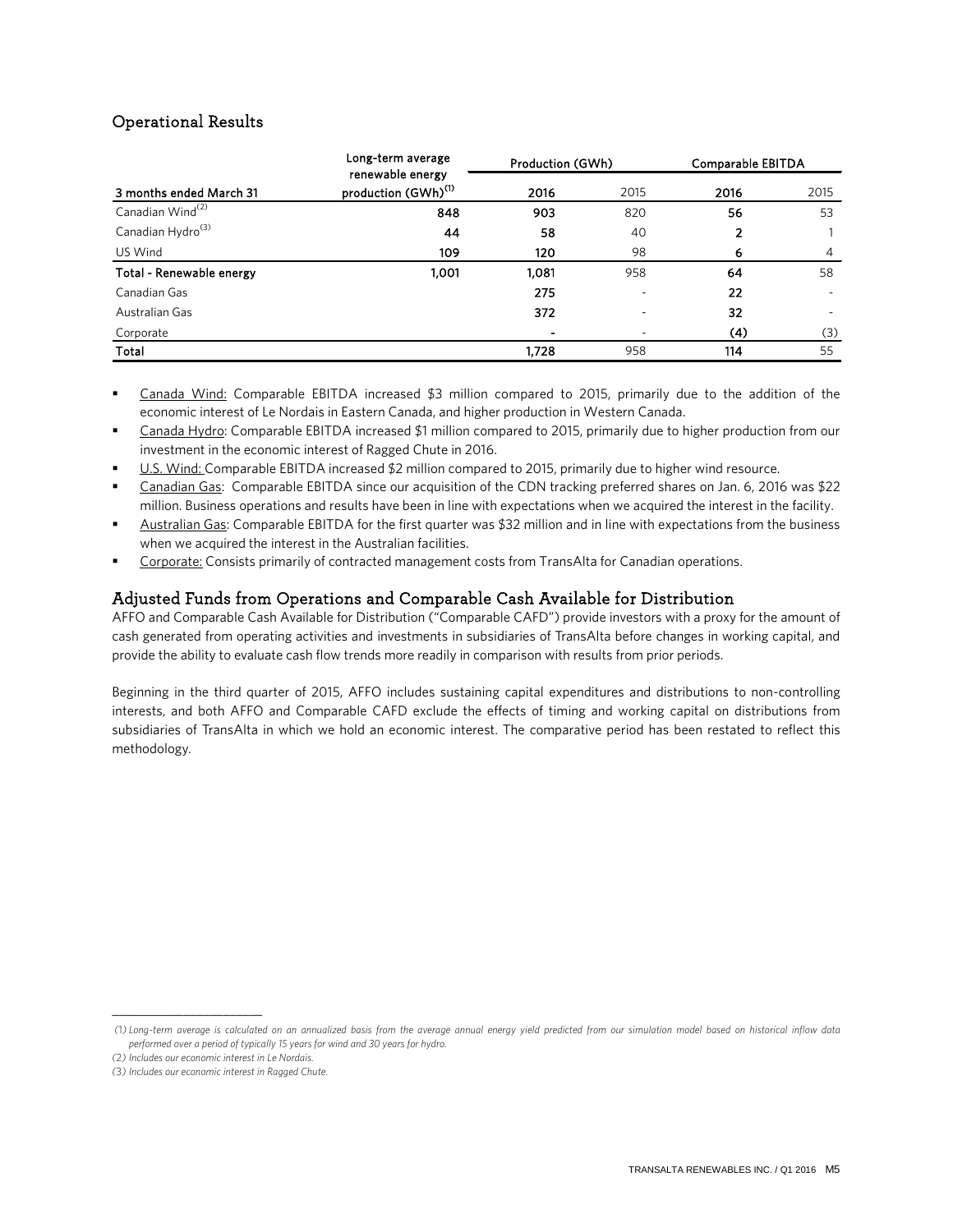## Operational Results

| 3 months ended March 31 | Long-term average renewable energy production (GWh)[1] | Production (GWh) | | Comparable EBITDA | |
|---|---|---|---|---|---|
| | | 2016 | 2015 | 2016 | 2015 |
| Canadian Wind[2] | 848 | 903 | 820 | 56 | 53 |
| Canadian Hydro[3] | 44 | 58 | 40 | 2 | 1 |
| US Wind | 109 | 120 | 98 | 6 | 4 |
| **Total - Renewable energy** | 1,001 | 1,081 | 958 | 64 | 58 |
| Canadian Gas | | 275 | - | 22 | - |
| Australian Gas | | 372 | - | 32 | - |
| Corporate | | - | - | (4) | (3) |
| **Total** | | 1,728 | 958 | 114 | 55 |

- Canada Wind: Comparable EBITDA increased $3 million compared to 2015, primarily due to the addition of the economic interest of Le Nordais in Eastern Canada, and higher production in Western Canada.
- Canada Hydro: Comparable EBITDA increased $1 million compared to 2015, primarily due to higher production from our investment in the economic interest of Ragged Chute in 2016.
- U.S. Wind: Comparable EBITDA increased $2 million compared to 2015, primarily due to higher wind resource.
- Canadian Gas: Comparable EBITDA since our acquisition of the CDN tracking preferred shares on Jan. 6, 2016 was $22 million. Business operations and results have been in line with expectations when we acquired the interest in the facility.
- Australian Gas: Comparable EBITDA for the first quarter was $32 million and in line with expectations from the business when we acquired the interest in the Australian facilities.
- Corporate: Consists primarily of contracted management costs from TransAlta for Canadian operations.

## Adjusted Funds from Operations and Comparable Cash Available for Distribution

AFFO and Comparable Cash Available for Distribution ("Comparable CAFD") provide investors with a proxy for the amount of cash generated from operating activities and investments in subsidiaries of TransAlta before changes in working capital, and provide the ability to evaluate cash flow trends more readily in comparison with results from prior periods.

Beginning in the third quarter of 2015, AFFO includes sustaining capital expenditures and distributions to non-controlling interests, and both AFFO and Comparable CAFD exclude the effects of timing and working capital on distributions from subsidiaries of TransAlta in which we hold an economic interest. The comparative period has been restated to reflect this methodology.

---

*(1) Long-term average is calculated on an annualized basis from the average annual energy yield predicted from our simulation model based on historical inflow data performed over a period of typically 15 years for wind and 30 years for hydro.*

*(2) Includes our economic interest in Le Nordais.*

*(3) Includes our economic interest in Ragged Chute.*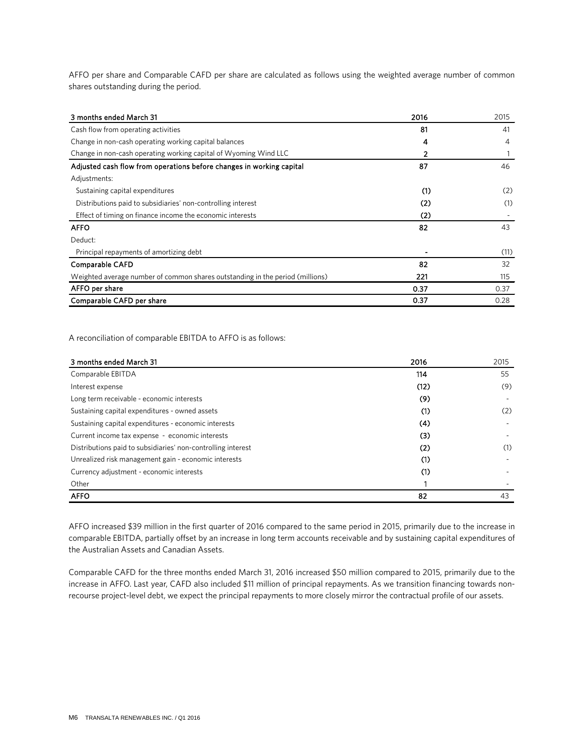AFFO per share and Comparable CAFD per share are calculated as follows using the weighted average number of common shares outstanding during the period.

| 3 months ended March 31 | 2016 | 2015 |
| --- | --- | --- |
| Cash flow from operating activities | 81 | 41 |
| Change in non-cash operating working capital balances | 4 | 4 |
| Change in non-cash operating working capital of Wyoming Wind LLC | 2 | 1 |
| **Adjusted cash flow from operations before changes in working capital** | **87** | 46 |
| Adjustments: | | |
| Sustaining capital expenditures | (1) | (2) |
| Distributions paid to subsidiaries' non-controlling interest | (2) | (1) |
| Effect of timing on finance income the economic interests | (2) | - |
| **AFFO** | **82** | 43 |
| Deduct: | | |
| Principal repayments of amortizing debt | - | (11) |
| **Comparable CAFD** | **82** | 32 |
| Weighted average number of common shares outstanding in the period (millions) | 221 | 115 |
| **AFFO per share** | **0.37** | 0.37 |
| **Comparable CAFD per share** | **0.37** | 0.28 |

A reconciliation of comparable EBITDA to AFFO is as follows:

| 3 months ended March 31 | 2016 | 2015 |
| --- | --- | --- |
| Comparable EBITDA | 114 | 55 |
| Interest expense | (12) | (9) |
| Long term receivable - economic interests | (9) | - |
| Sustaining capital expenditures - owned assets | (1) | (2) |
| Sustaining capital expenditures - economic interests | (4) | - |
| Current income tax expense - economic interests | (3) | - |
| Distributions paid to subsidiaries' non-controlling interest | (2) | (1) |
| Unrealized risk management gain - economic interests | (1) | - |
| Currency adjustment - economic interests | (1) | - |
| Other | 1 | - |
| **AFFO** | **82** | 43 |

AFFO increased $39 million in the first quarter of 2016 compared to the same period in 2015, primarily due to the increase in comparable EBITDA, partially offset by an increase in long term accounts receivable and by sustaining capital expenditures of the Australian Assets and Canadian Assets.

Comparable CAFD for the three months ended March 31, 2016 increased $50 million compared to 2015, primarily due to the increase in AFFO. Last year, CAFD also included $11 million of principal repayments. As we transition financing towards non-recourse project-level debt, we expect the principal repayments to more closely mirror the contractual profile of our assets.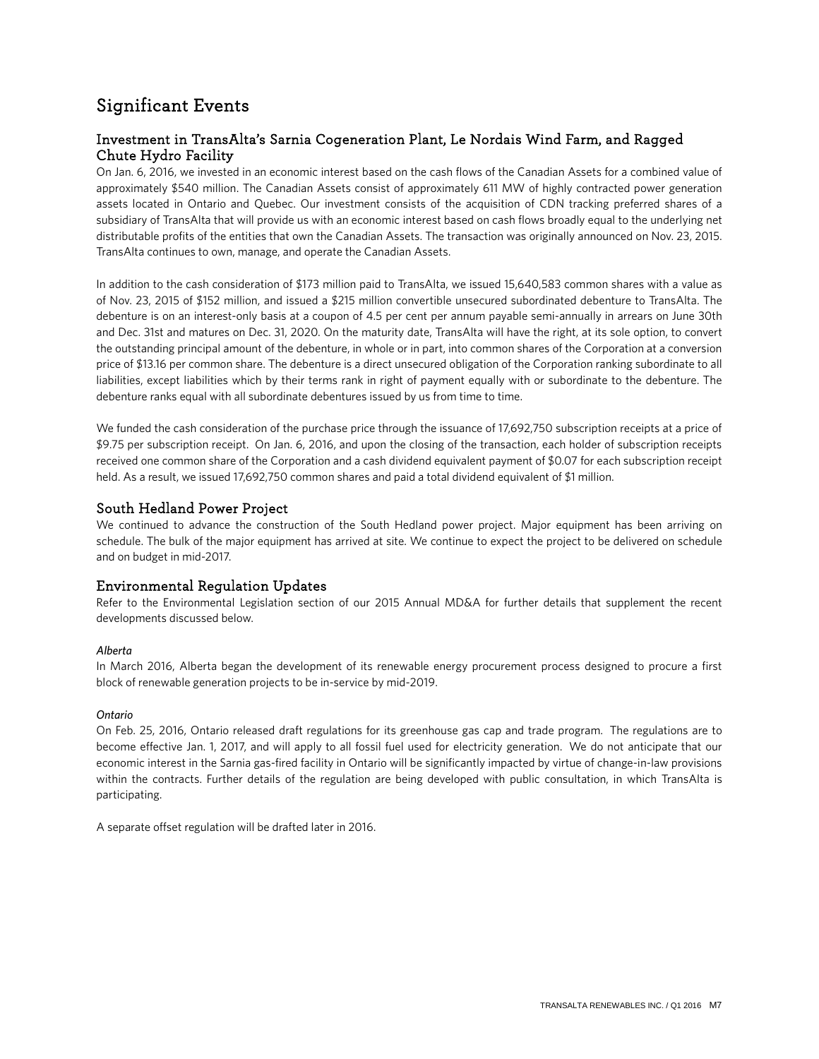# Significant Events

## Investment in TransAlta's Sarnia Cogeneration Plant, Le Nordais Wind Farm, and Ragged Chute Hydro Facility

On Jan. 6, 2016, we invested in an economic interest based on the cash flows of the Canadian Assets for a combined value of approximately $540 million. The Canadian Assets consist of approximately 611 MW of highly contracted power generation assets located in Ontario and Quebec. Our investment consists of the acquisition of CDN tracking preferred shares of a subsidiary of TransAlta that will provide us with an economic interest based on cash flows broadly equal to the underlying net distributable profits of the entities that own the Canadian Assets. The transaction was originally announced on Nov. 23, 2015. TransAlta continues to own, manage, and operate the Canadian Assets.

In addition to the cash consideration of $173 million paid to TransAlta, we issued 15,640,583 common shares with a value as of Nov. 23, 2015 of $152 million, and issued a $215 million convertible unsecured subordinated debenture to TransAlta. The debenture is on an interest-only basis at a coupon of 4.5 per cent per annum payable semi-annually in arrears on June 30th and Dec. 31st and matures on Dec. 31, 2020. On the maturity date, TransAlta will have the right, at its sole option, to convert the outstanding principal amount of the debenture, in whole or in part, into common shares of the Corporation at a conversion price of $13.16 per common share. The debenture is a direct unsecured obligation of the Corporation ranking subordinate to all liabilities, except liabilities which by their terms rank in right of payment equally with or subordinate to the debenture. The debenture ranks equal with all subordinate debentures issued by us from time to time.

We funded the cash consideration of the purchase price through the issuance of 17,692,750 subscription receipts at a price of $9.75 per subscription receipt. On Jan. 6, 2016, and upon the closing of the transaction, each holder of subscription receipts received one common share of the Corporation and a cash dividend equivalent payment of $0.07 for each subscription receipt held. As a result, we issued 17,692,750 common shares and paid a total dividend equivalent of $1 million.

## South Hedland Power Project

We continued to advance the construction of the South Hedland power project. Major equipment has been arriving on schedule. The bulk of the major equipment has arrived at site. We continue to expect the project to be delivered on schedule and on budget in mid-2017.

## Environmental Regulation Updates

Refer to the Environmental Legislation section of our 2015 Annual MD&A for further details that supplement the recent developments discussed below.

*Alberta*

In March 2016, Alberta began the development of its renewable energy procurement process designed to procure a first block of renewable generation projects to be in-service by mid-2019.

*Ontario*

On Feb. 25, 2016, Ontario released draft regulations for its greenhouse gas cap and trade program. The regulations are to become effective Jan. 1, 2017, and will apply to all fossil fuel used for electricity generation. We do not anticipate that our economic interest in the Sarnia gas-fired facility in Ontario will be significantly impacted by virtue of change-in-law provisions within the contracts. Further details of the regulation are being developed with public consultation, in which TransAlta is participating.

A separate offset regulation will be drafted later in 2016.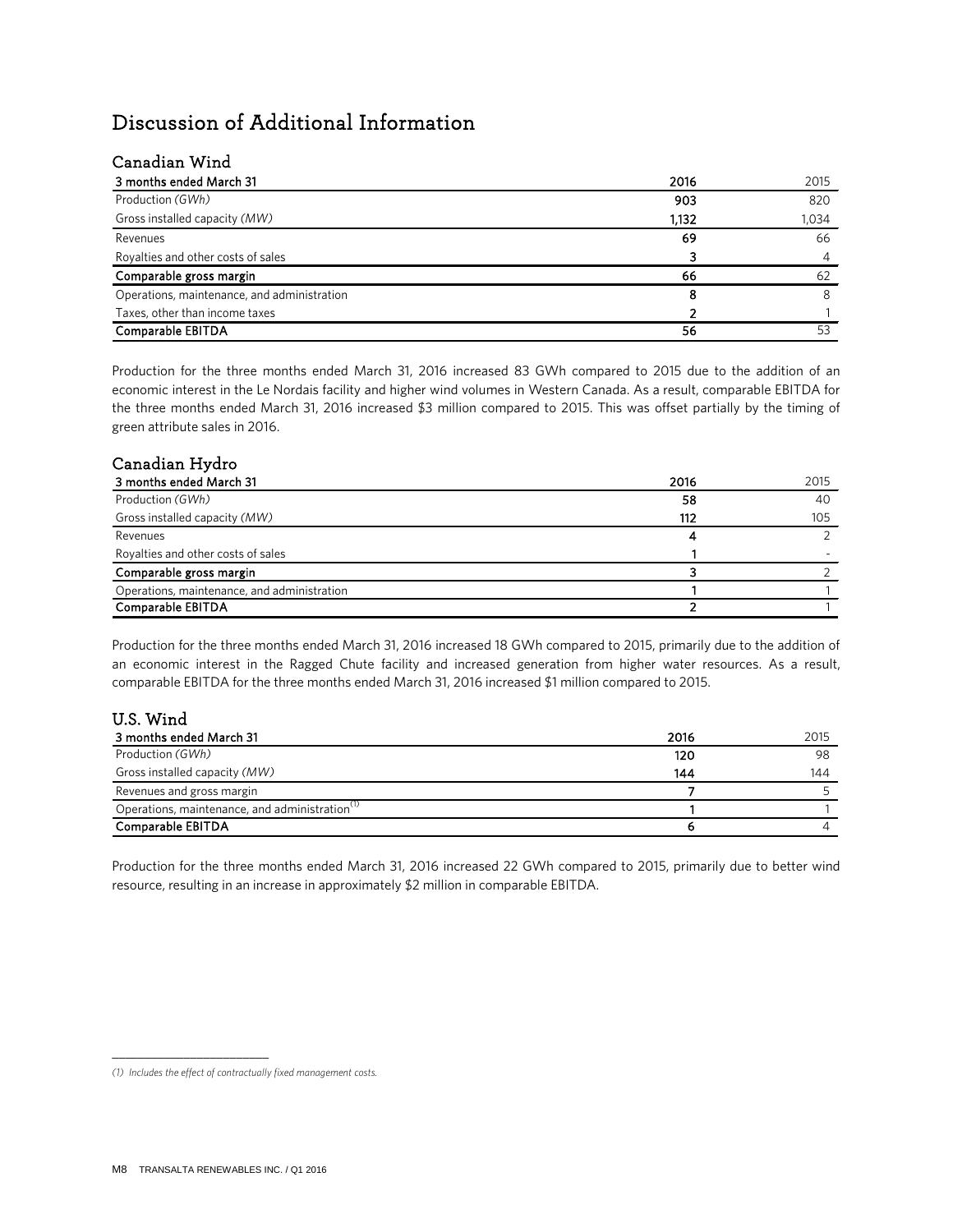# Discussion of Additional Information

## Canadian Wind

| 3 months ended March 31 | 2016 | 2015 |
|---|---|---|
| Production *(GWh)* | **903** | 820 |
| Gross installed capacity *(MW)* | **1,132** | 1,034 |
| Revenues | **69** | 66 |
| Royalties and other costs of sales | **3** | 4 |
| **Comparable gross margin** | **66** | 62 |
| Operations, maintenance, and administration | **8** | 8 |
| Taxes, other than income taxes | **2** | 1 |
| **Comparable EBITDA** | **56** | 53 |

Production for the three months ended March 31, 2016 increased 83 GWh compared to 2015 due to the addition of an economic interest in the Le Nordais facility and higher wind volumes in Western Canada. As a result, comparable EBITDA for the three months ended March 31, 2016 increased $3 million compared to 2015. This was offset partially by the timing of green attribute sales in 2016.

## Canadian Hydro

| 3 months ended March 31 | 2016 | 2015 |
|---|---|---|
| Production *(GWh)* | **58** | 40 |
| Gross installed capacity *(MW)* | **112** | 105 |
| Revenues | **4** | 2 |
| Royalties and other costs of sales | **1** | - |
| **Comparable gross margin** | **3** | 2 |
| Operations, maintenance, and administration | **1** | 1 |
| **Comparable EBITDA** | **2** | 1 |

Production for the three months ended March 31, 2016 increased 18 GWh compared to 2015, primarily due to the addition of an economic interest in the Ragged Chute facility and increased generation from higher water resources. As a result, comparable EBITDA for the three months ended March 31, 2016 increased $1 million compared to 2015.

## U.S. Wind

| 3 months ended March 31 | 2016 | 2015 |
|---|---|---|
| Production *(GWh)* | **120** | 98 |
| Gross installed capacity *(MW)* | **144** | 144 |
| Revenues and gross margin | **7** | 5 |
| Operations, maintenance, and administration[1] | **1** | 1 |
| **Comparable EBITDA** | **6** | 4 |

Production for the three months ended March 31, 2016 increased 22 GWh compared to 2015, primarily due to better wind resource, resulting in an increase in approximately $2 million in comparable EBITDA.

*(1) Includes the effect of contractually fixed management costs.*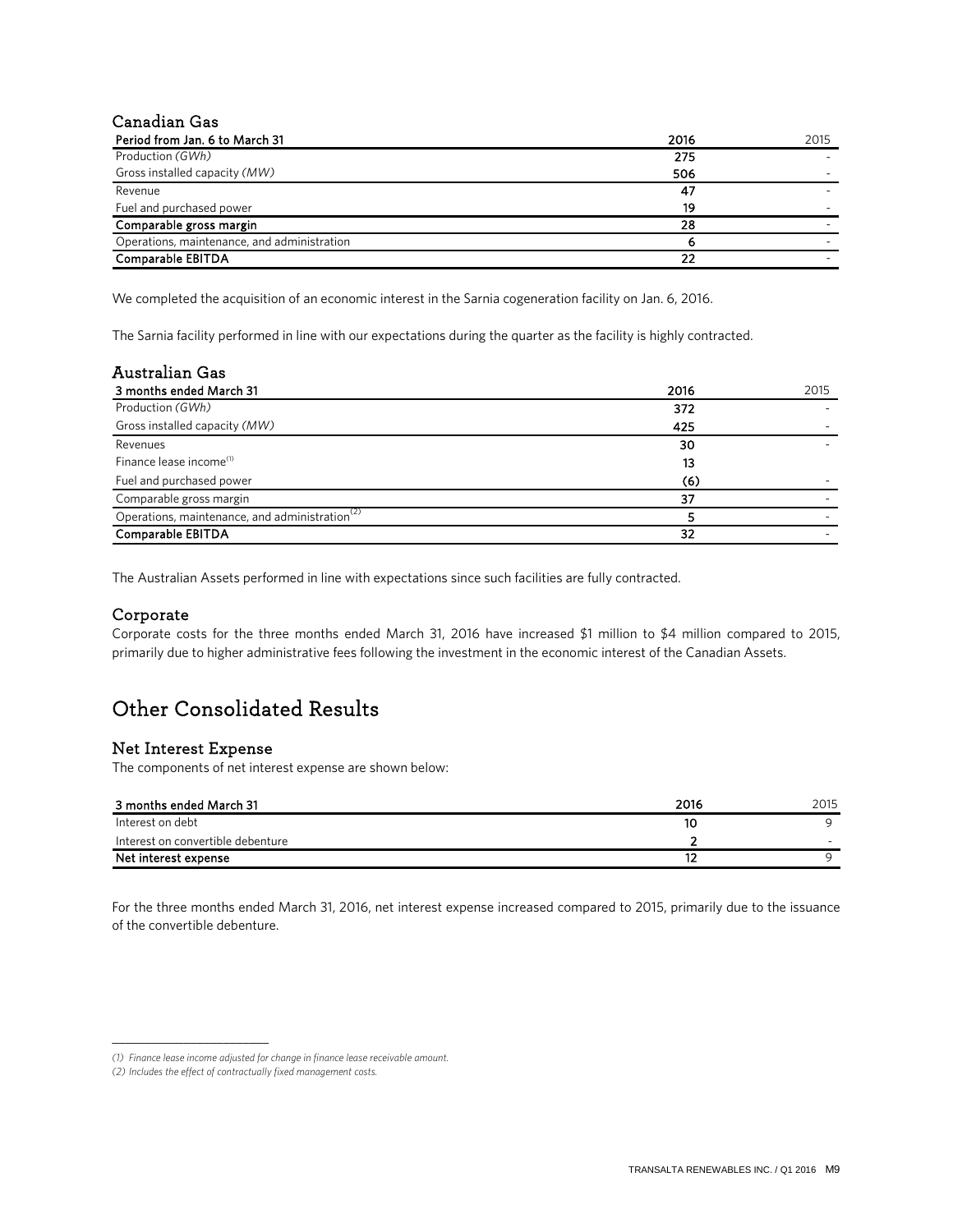### Canadian Gas

| Period from Jan. 6 to March 31 | 2016 | 2015 |
|---|---|---|
| Production *(GWh)* | 275 | - |
| Gross installed capacity *(MW)* | 506 | - |
| Revenue | 47 | - |
| Fuel and purchased power | 19 | - |
| **Comparable gross margin** | 28 | - |
| Operations, maintenance, and administration | 6 | - |
| **Comparable EBITDA** | 22 | - |

We completed the acquisition of an economic interest in the Sarnia cogeneration facility on Jan. 6, 2016.

The Sarnia facility performed in line with our expectations during the quarter as the facility is highly contracted.

### Australian Gas

| 3 months ended March 31 | 2016 | 2015 |
|---|---|---|
| Production *(GWh)* | 372 | - |
| Gross installed capacity *(MW)* | 425 | - |
| Revenues | 30 | - |
| Finance lease income[1] | 13 | |
| Fuel and purchased power | (6) | - |
| Comparable gross margin | 37 | - |
| Operations, maintenance, and administration[2] | 5 | - |
| **Comparable EBITDA** | 32 | - |

The Australian Assets performed in line with expectations since such facilities are fully contracted.

### Corporate

Corporate costs for the three months ended March 31, 2016 have increased $1 million to $4 million compared to 2015, primarily due to higher administrative fees following the investment in the economic interest of the Canadian Assets.

## Other Consolidated Results

### Net Interest Expense

The components of net interest expense are shown below:

| 3 months ended March 31 | 2016 | 2015 |
|---|---|---|
| Interest on debt | 10 | 9 |
| Interest on convertible debenture | 2 | - |
| **Net interest expense** | 12 | 9 |

For the three months ended March 31, 2016, net interest expense increased compared to 2015, primarily due to the issuance of the convertible debenture.

---

*(1) Finance lease income adjusted for change in finance lease receivable amount.*

*(2) Includes the effect of contractually fixed management costs.*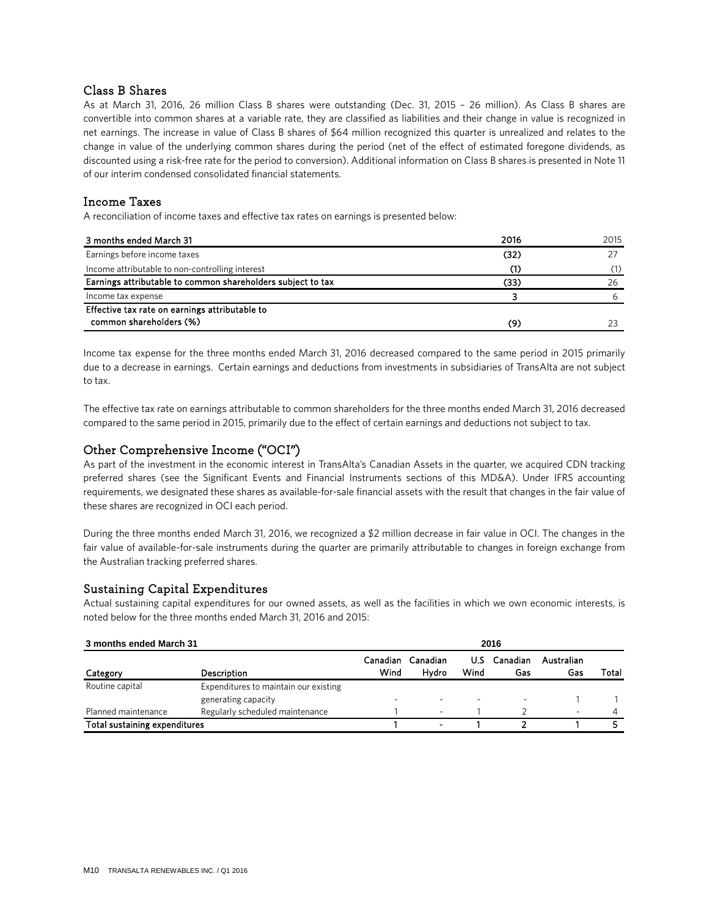## Class B Shares

As at March 31, 2016, 26 million Class B shares were outstanding (Dec. 31, 2015 – 26 million). As Class B shares are convertible into common shares at a variable rate, they are classified as liabilities and their change in value is recognized in net earnings. The increase in value of Class B shares of $64 million recognized this quarter is unrealized and relates to the change in value of the underlying common shares during the period (net of the effect of estimated foregone dividends, as discounted using a risk-free rate for the period to conversion). Additional information on Class B shares is presented in Note 11 of our interim condensed consolidated financial statements.

## Income Taxes

A reconciliation of income taxes and effective tax rates on earnings is presented below:

| 3 months ended March 31 | 2016 | 2015 |
|---|---|---|
| Earnings before income taxes | (32) | 27 |
| Income attributable to non-controlling interest | (1) | (1) |
| **Earnings attributable to common shareholders subject to tax** | **(33)** | 26 |
| Income tax expense | 3 | 6 |
| **Effective tax rate on earnings attributable to common shareholders (%)** | **(9)** | 23 |

Income tax expense for the three months ended March 31, 2016 decreased compared to the same period in 2015 primarily due to a decrease in earnings. Certain earnings and deductions from investments in subsidiaries of TransAlta are not subject to tax.

The effective tax rate on earnings attributable to common shareholders for the three months ended March 31, 2016 decreased compared to the same period in 2015, primarily due to the effect of certain earnings and deductions not subject to tax.

## Other Comprehensive Income ("OCI")

As part of the investment in the economic interest in TransAlta's Canadian Assets in the quarter, we acquired CDN tracking preferred shares (see the Significant Events and Financial Instruments sections of this MD&A). Under IFRS accounting requirements, we designated these shares as available-for-sale financial assets with the result that changes in the fair value of these shares are recognized in OCI each period.

During the three months ended March 31, 2016, we recognized a $2 million decrease in fair value in OCI. The changes in the fair value of available-for-sale instruments during the quarter are primarily attributable to changes in foreign exchange from the Australian tracking preferred shares.

## Sustaining Capital Expenditures

Actual sustaining capital expenditures for our owned assets, as well as the facilities in which we own economic interests, is noted below for the three months ended March 31, 2016 and 2015:

| 3 months ended March 31 | | 2016 | | | | | |
|---|---|---|---|---|---|---|---|
| Category | Description | Canadian Wind | Canadian Hydro | U.S Wind | Canadian Gas | Australian Gas | Total |
| Routine capital | Expenditures to maintain our existing generating capacity | - | - | - | - | 1 | 1 |
| Planned maintenance | Regularly scheduled maintenance | 1 | - | 1 | 2 | - | 4 |
| **Total sustaining expenditures** | | **1** | **-** | **1** | **2** | **1** | **5** |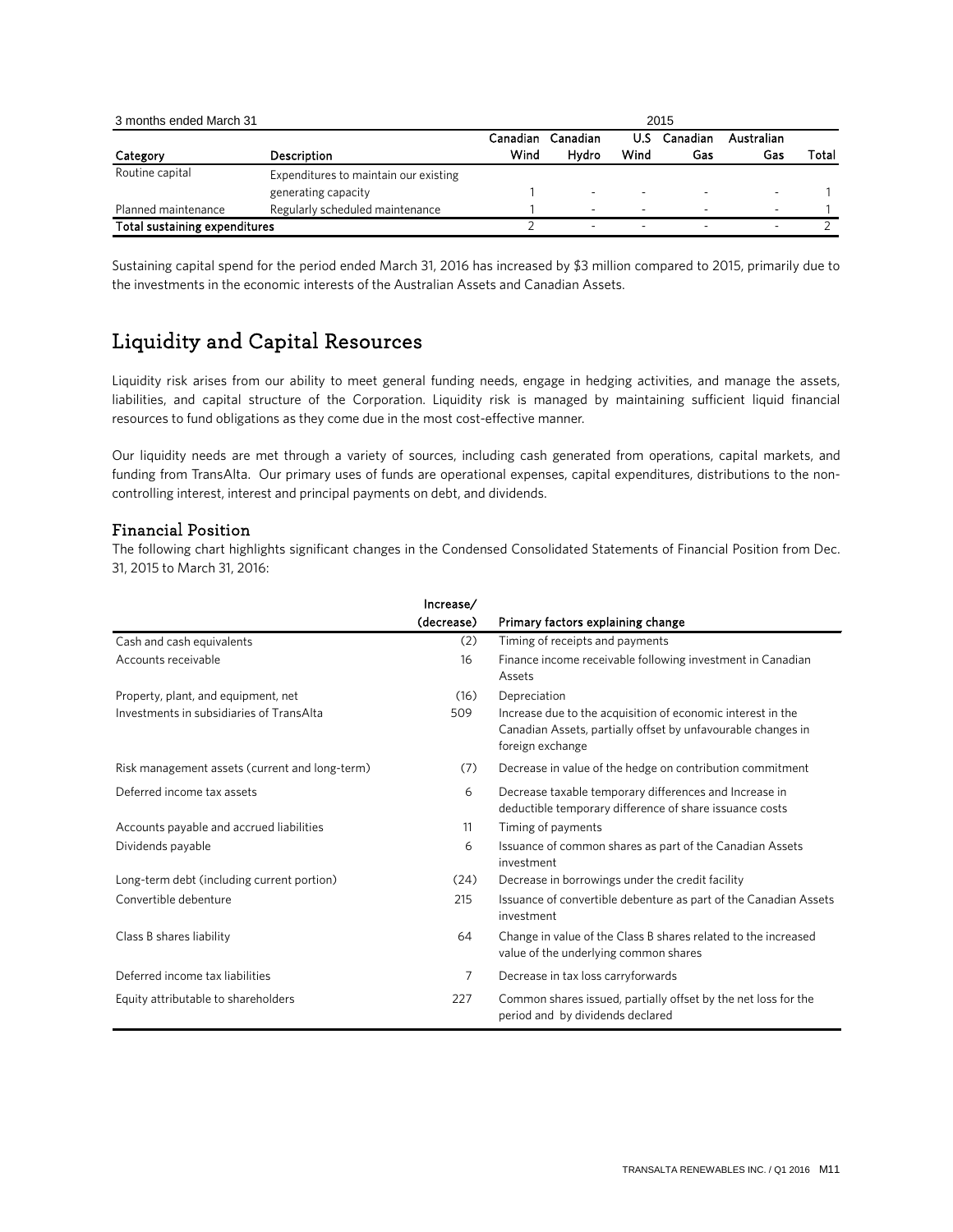| 3 months ended March 31 | | 2015 | | | | | |
|---|---|---|---|---|---|---|---|
| Category | Description | Canadian Wind | Canadian Hydro | U.S Wind | Canadian Gas | Australian Gas | Total |
| Routine capital | Expenditures to maintain our existing generating capacity | 1 | - | - | - | - | 1 |
| Planned maintenance | Regularly scheduled maintenance | 1 | - | - | - | - | 1 |
| **Total sustaining expenditures** | | 2 | - | - | - | - | 2 |

Sustaining capital spend for the period ended March 31, 2016 has increased by $3 million compared to 2015, primarily due to the investments in the economic interests of the Australian Assets and Canadian Assets.

# Liquidity and Capital Resources

Liquidity risk arises from our ability to meet general funding needs, engage in hedging activities, and manage the assets, liabilities, and capital structure of the Corporation. Liquidity risk is managed by maintaining sufficient liquid financial resources to fund obligations as they come due in the most cost-effective manner.

Our liquidity needs are met through a variety of sources, including cash generated from operations, capital markets, and funding from TransAlta. Our primary uses of funds are operational expenses, capital expenditures, distributions to the non-controlling interest, interest and principal payments on debt, and dividends.

## Financial Position

The following chart highlights significant changes in the Condensed Consolidated Statements of Financial Position from Dec. 31, 2015 to March 31, 2016:

| | Increase/ (decrease) | Primary factors explaining change |
|---|---|---|
| Cash and cash equivalents | (2) | Timing of receipts and payments |
| Accounts receivable | 16 | Finance income receivable following investment in Canadian Assets |
| Property, plant, and equipment, net | (16) | Depreciation |
| Investments in subsidiaries of TransAlta | 509 | Increase due to the acquisition of economic interest in the Canadian Assets, partially offset by unfavourable changes in foreign exchange |
| Risk management assets (current and long-term) | (7) | Decrease in value of the hedge on contribution commitment |
| Deferred income tax assets | 6 | Decrease taxable temporary differences and Increase in deductible temporary difference of share issuance costs |
| Accounts payable and accrued liabilities | 11 | Timing of payments |
| Dividends payable | 6 | Issuance of common shares as part of the Canadian Assets investment |
| Long-term debt (including current portion) | (24) | Decrease in borrowings under the credit facility |
| Convertible debenture | 215 | Issuance of convertible debenture as part of the Canadian Assets investment |
| Class B shares liability | 64 | Change in value of the Class B shares related to the increased value of the underlying common shares |
| Deferred income tax liabilities | 7 | Decrease in tax loss carryforwards |
| Equity attributable to shareholders | 227 | Common shares issued, partially offset by the net loss for the period and by dividends declared |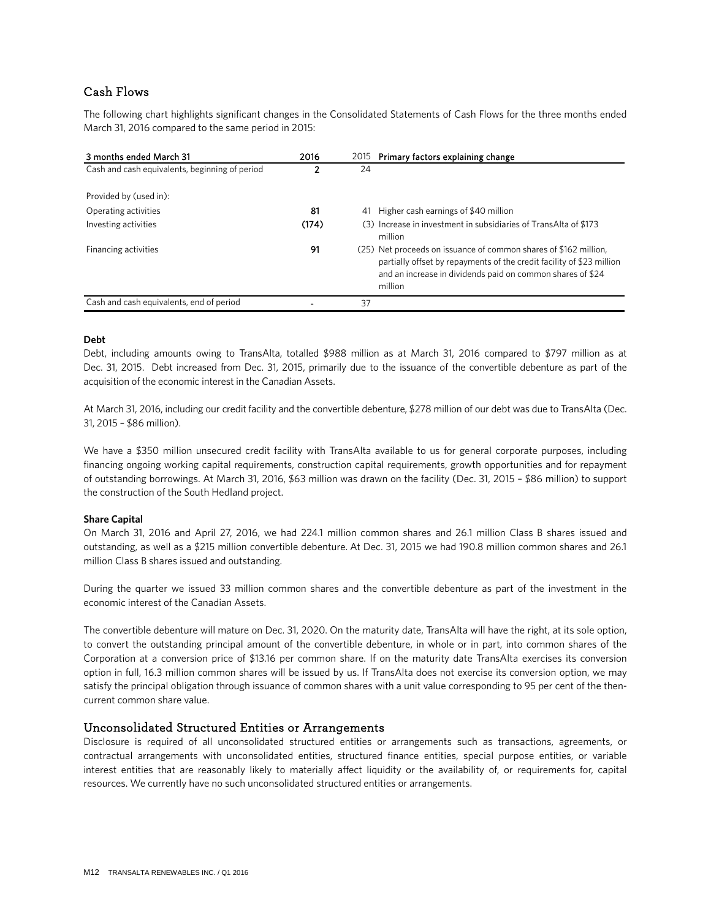## Cash Flows

The following chart highlights significant changes in the Consolidated Statements of Cash Flows for the three months ended March 31, 2016 compared to the same period in 2015:

| 3 months ended March 31 | 2016 | 2015 | Primary factors explaining change |
|---|---|---|---|
| Cash and cash equivalents, beginning of period | **2** | 24 | |
| Provided by (used in): | | | |
| Operating activities | **81** | 41 | Higher cash earnings of $40 million |
| Investing activities | **(174)** | (3) | Increase in investment in subsidiaries of TransAlta of $173 million |
| Financing activities | **91** | (25) | Net proceeds on issuance of common shares of $162 million, partially offset by repayments of the credit facility of $23 million and an increase in dividends paid on common shares of $24 million |
| Cash and cash equivalents, end of period | **-** | 37 | |

**Debt**

Debt, including amounts owing to TransAlta, totalled $988 million as at March 31, 2016 compared to $797 million as at Dec. 31, 2015. Debt increased from Dec. 31, 2015, primarily due to the issuance of the convertible debenture as part of the acquisition of the economic interest in the Canadian Assets.

At March 31, 2016, including our credit facility and the convertible debenture, $278 million of our debt was due to TransAlta (Dec. 31, 2015 – $86 million).

We have a $350 million unsecured credit facility with TransAlta available to us for general corporate purposes, including financing ongoing working capital requirements, construction capital requirements, growth opportunities and for repayment of outstanding borrowings. At March 31, 2016, $63 million was drawn on the facility (Dec. 31, 2015 – $86 million) to support the construction of the South Hedland project.

**Share Capital**

On March 31, 2016 and April 27, 2016, we had 224.1 million common shares and 26.1 million Class B shares issued and outstanding, as well as a $215 million convertible debenture. At Dec. 31, 2015 we had 190.8 million common shares and 26.1 million Class B shares issued and outstanding.

During the quarter we issued 33 million common shares and the convertible debenture as part of the investment in the economic interest of the Canadian Assets.

The convertible debenture will mature on Dec. 31, 2020. On the maturity date, TransAlta will have the right, at its sole option, to convert the outstanding principal amount of the convertible debenture, in whole or in part, into common shares of the Corporation at a conversion price of $13.16 per common share. If on the maturity date TransAlta exercises its conversion option in full, 16.3 million common shares will be issued by us. If TransAlta does not exercise its conversion option, we may satisfy the principal obligation through issuance of common shares with a unit value corresponding to 95 per cent of the then-current common share value.

## Unconsolidated Structured Entities or Arrangements

Disclosure is required of all unconsolidated structured entities or arrangements such as transactions, agreements, or contractual arrangements with unconsolidated entities, structured finance entities, special purpose entities, or variable interest entities that are reasonably likely to materially affect liquidity or the availability of, or requirements for, capital resources. We currently have no such unconsolidated structured entities or arrangements.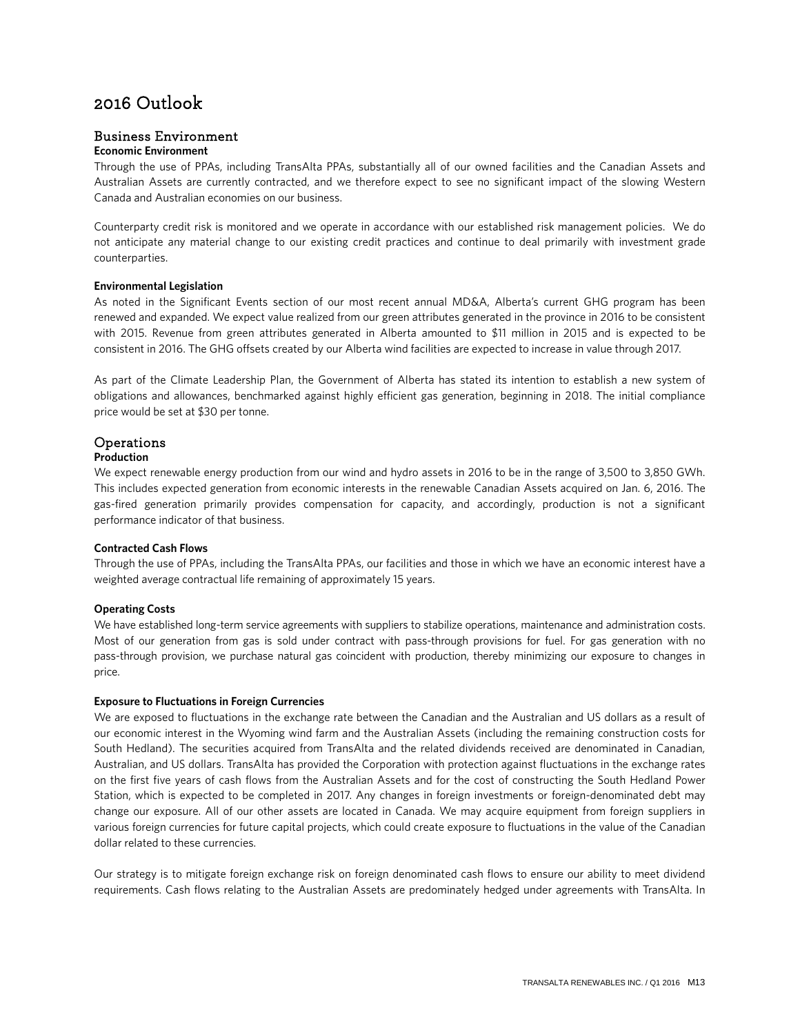# 2016 Outlook

## Business Environment

### Economic Environment

Through the use of PPAs, including TransAlta PPAs, substantially all of our owned facilities and the Canadian Assets and Australian Assets are currently contracted, and we therefore expect to see no significant impact of the slowing Western Canada and Australian economies on our business.

Counterparty credit risk is monitored and we operate in accordance with our established risk management policies. We do not anticipate any material change to our existing credit practices and continue to deal primarily with investment grade counterparties.

### Environmental Legislation

As noted in the Significant Events section of our most recent annual MD&A, Alberta's current GHG program has been renewed and expanded. We expect value realized from our green attributes generated in the province in 2016 to be consistent with 2015. Revenue from green attributes generated in Alberta amounted to $11 million in 2015 and is expected to be consistent in 2016. The GHG offsets created by our Alberta wind facilities are expected to increase in value through 2017.

As part of the Climate Leadership Plan, the Government of Alberta has stated its intention to establish a new system of obligations and allowances, benchmarked against highly efficient gas generation, beginning in 2018. The initial compliance price would be set at $30 per tonne.

## Operations

### Production

We expect renewable energy production from our wind and hydro assets in 2016 to be in the range of 3,500 to 3,850 GWh. This includes expected generation from economic interests in the renewable Canadian Assets acquired on Jan. 6, 2016. The gas-fired generation primarily provides compensation for capacity, and accordingly, production is not a significant performance indicator of that business.

### Contracted Cash Flows

Through the use of PPAs, including the TransAlta PPAs, our facilities and those in which we have an economic interest have a weighted average contractual life remaining of approximately 15 years.

### Operating Costs

We have established long-term service agreements with suppliers to stabilize operations, maintenance and administration costs. Most of our generation from gas is sold under contract with pass-through provisions for fuel. For gas generation with no pass-through provision, we purchase natural gas coincident with production, thereby minimizing our exposure to changes in price.

### Exposure to Fluctuations in Foreign Currencies

We are exposed to fluctuations in the exchange rate between the Canadian and the Australian and US dollars as a result of our economic interest in the Wyoming wind farm and the Australian Assets (including the remaining construction costs for South Hedland). The securities acquired from TransAlta and the related dividends received are denominated in Canadian, Australian, and US dollars. TransAlta has provided the Corporation with protection against fluctuations in the exchange rates on the first five years of cash flows from the Australian Assets and for the cost of constructing the South Hedland Power Station, which is expected to be completed in 2017. Any changes in foreign investments or foreign-denominated debt may change our exposure. All of our other assets are located in Canada. We may acquire equipment from foreign suppliers in various foreign currencies for future capital projects, which could create exposure to fluctuations in the value of the Canadian dollar related to these currencies.

Our strategy is to mitigate foreign exchange risk on foreign denominated cash flows to ensure our ability to meet dividend requirements. Cash flows relating to the Australian Assets are predominately hedged under agreements with TransAlta. In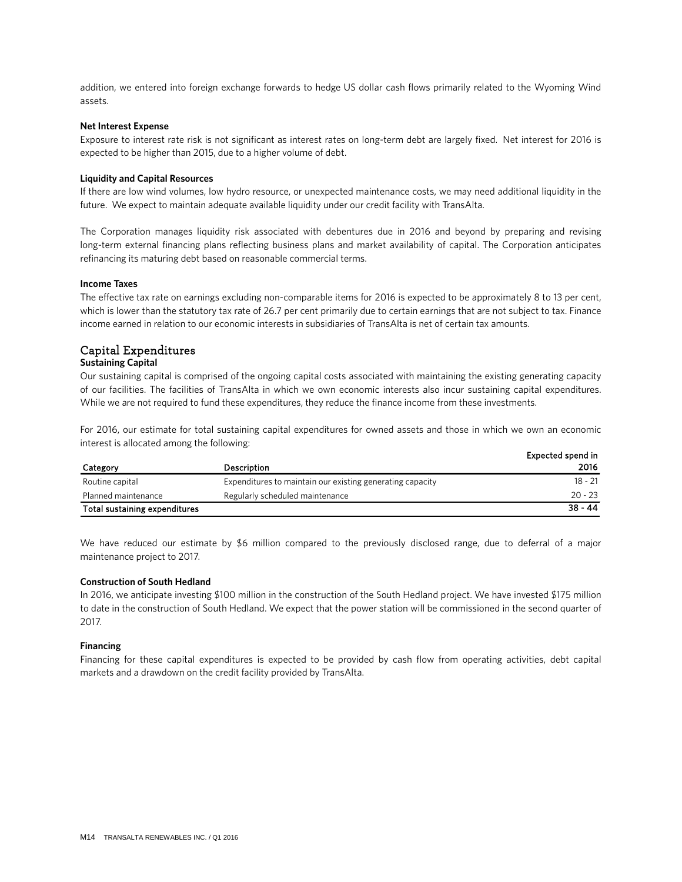addition, we entered into foreign exchange forwards to hedge US dollar cash flows primarily related to the Wyoming Wind assets.

**Net Interest Expense**

Exposure to interest rate risk is not significant as interest rates on long-term debt are largely fixed. Net interest for 2016 is expected to be higher than 2015, due to a higher volume of debt.

**Liquidity and Capital Resources**

If there are low wind volumes, low hydro resource, or unexpected maintenance costs, we may need additional liquidity in the future. We expect to maintain adequate available liquidity under our credit facility with TransAlta.

The Corporation manages liquidity risk associated with debentures due in 2016 and beyond by preparing and revising long-term external financing plans reflecting business plans and market availability of capital. The Corporation anticipates refinancing its maturing debt based on reasonable commercial terms.

**Income Taxes**

The effective tax rate on earnings excluding non-comparable items for 2016 is expected to be approximately 8 to 13 per cent, which is lower than the statutory tax rate of 26.7 per cent primarily due to certain earnings that are not subject to tax. Finance income earned in relation to our economic interests in subsidiaries of TransAlta is net of certain tax amounts.

## Capital Expenditures

**Sustaining Capital**

Our sustaining capital is comprised of the ongoing capital costs associated with maintaining the existing generating capacity of our facilities. The facilities of TransAlta in which we own economic interests also incur sustaining capital expenditures. While we are not required to fund these expenditures, they reduce the finance income from these investments.

For 2016, our estimate for total sustaining capital expenditures for owned assets and those in which we own an economic interest is allocated among the following:

| Category | Description | Expected spend in 2016 |
|---|---|---|
| Routine capital | Expenditures to maintain our existing generating capacity | 18 - 21 |
| Planned maintenance | Regularly scheduled maintenance | 20 - 23 |
| **Total sustaining expenditures** | | **38 - 44** |

We have reduced our estimate by $6 million compared to the previously disclosed range, due to deferral of a major maintenance project to 2017.

**Construction of South Hedland**

In 2016, we anticipate investing $100 million in the construction of the South Hedland project. We have invested $175 million to date in the construction of South Hedland. We expect that the power station will be commissioned in the second quarter of 2017.

**Financing**

Financing for these capital expenditures is expected to be provided by cash flow from operating activities, debt capital markets and a drawdown on the credit facility provided by TransAlta.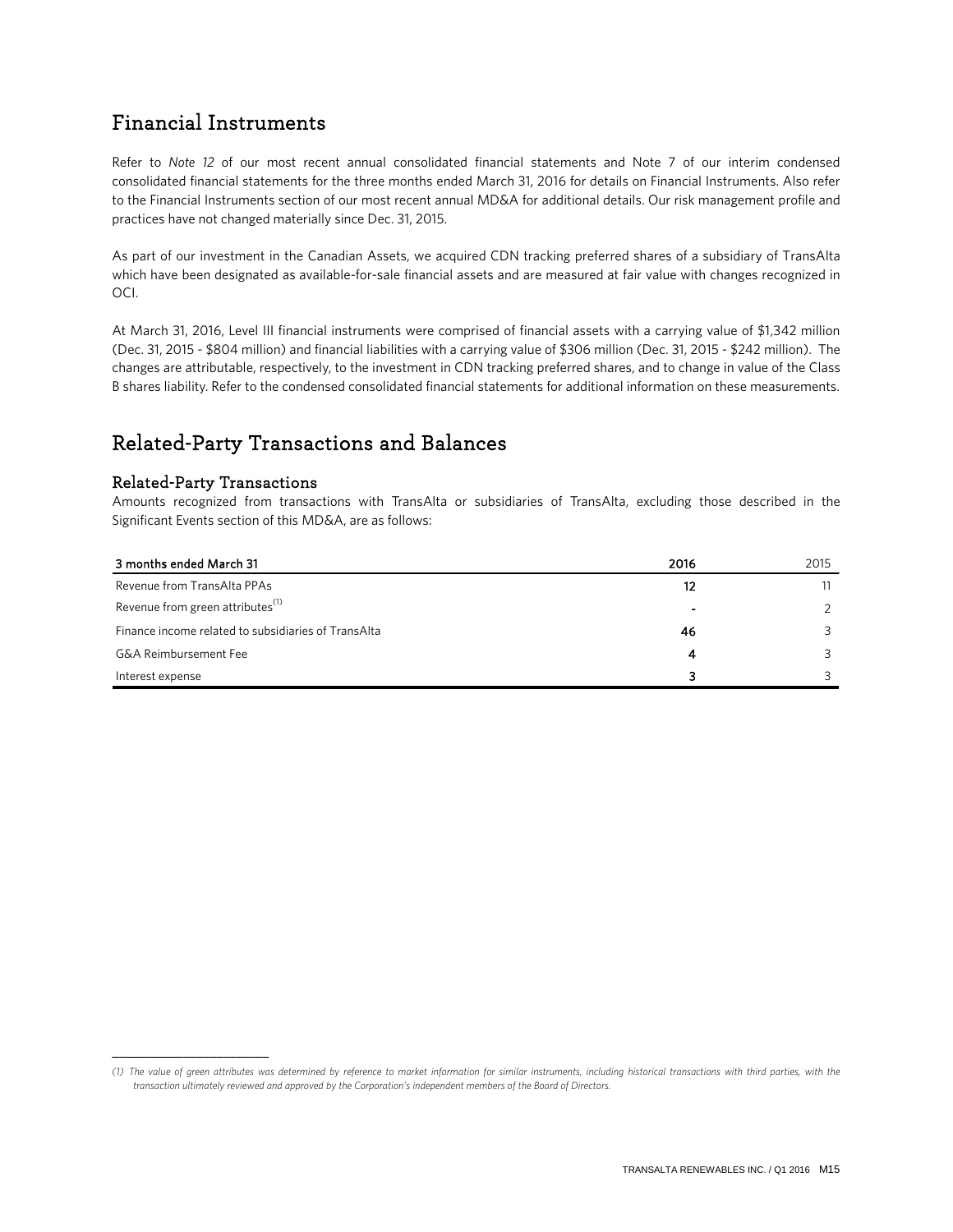# Financial Instruments

Refer to *Note 12* of our most recent annual consolidated financial statements and Note 7 of our interim condensed consolidated financial statements for the three months ended March 31, 2016 for details on Financial Instruments. Also refer to the Financial Instruments section of our most recent annual MD&A for additional details. Our risk management profile and practices have not changed materially since Dec. 31, 2015.

As part of our investment in the Canadian Assets, we acquired CDN tracking preferred shares of a subsidiary of TransAlta which have been designated as available-for-sale financial assets and are measured at fair value with changes recognized in OCI.

At March 31, 2016, Level III financial instruments were comprised of financial assets with a carrying value of $1,342 million (Dec. 31, 2015 - $804 million) and financial liabilities with a carrying value of $306 million (Dec. 31, 2015 - $242 million). The changes are attributable, respectively, to the investment in CDN tracking preferred shares, and to change in value of the Class B shares liability. Refer to the condensed consolidated financial statements for additional information on these measurements.

# Related-Party Transactions and Balances

## Related-Party Transactions

Amounts recognized from transactions with TransAlta or subsidiaries of TransAlta, excluding those described in the Significant Events section of this MD&A, are as follows:

| 3 months ended March 31 | 2016 | 2015 |
|---|---|---|
| Revenue from TransAlta PPAs | **12** | 11 |
| Revenue from green attributes[1] | **-** | 2 |
| Finance income related to subsidiaries of TransAlta | **46** | 3 |
| G&A Reimbursement Fee | **4** | 3 |
| Interest expense | **3** | 3 |

---

*(1) The value of green attributes was determined by reference to market information for similar instruments, including historical transactions with third parties, with the transaction ultimately reviewed and approved by the Corporation's independent members of the Board of Directors.*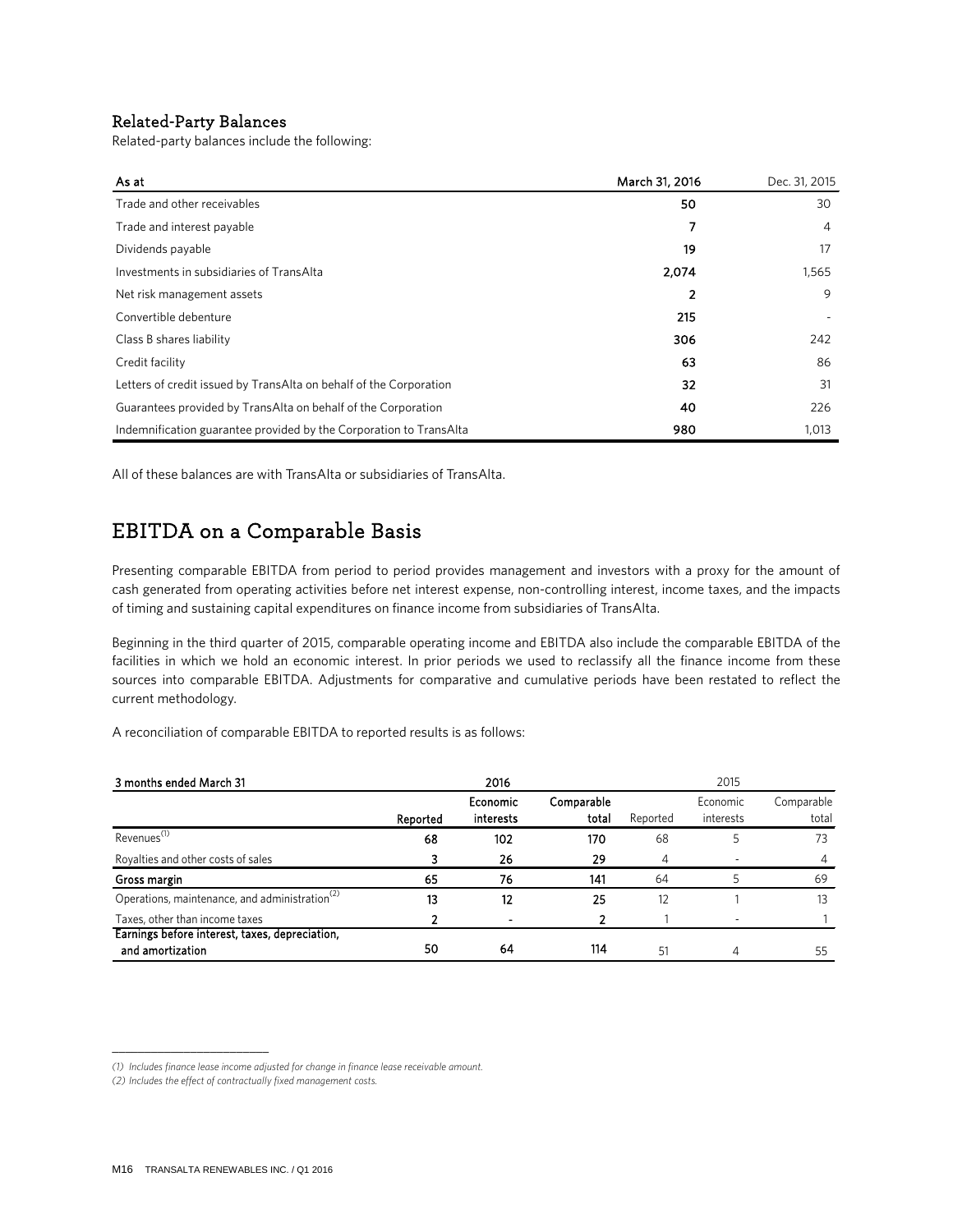### Related-Party Balances

Related-party balances include the following:

| As at | March 31, 2016 | Dec. 31, 2015 |
|---|---|---|
| Trade and other receivables | 50 | 30 |
| Trade and interest payable | 7 | 4 |
| Dividends payable | 19 | 17 |
| Investments in subsidiaries of TransAlta | 2,074 | 1,565 |
| Net risk management assets | 2 | 9 |
| Convertible debenture | 215 | - |
| Class B shares liability | 306 | 242 |
| Credit facility | 63 | 86 |
| Letters of credit issued by TransAlta on behalf of the Corporation | 32 | 31 |
| Guarantees provided by TransAlta on behalf of the Corporation | 40 | 226 |
| Indemnification guarantee provided by the Corporation to TransAlta | 980 | 1,013 |

All of these balances are with TransAlta or subsidiaries of TransAlta.

## EBITDA on a Comparable Basis

Presenting comparable EBITDA from period to period provides management and investors with a proxy for the amount of cash generated from operating activities before net interest expense, non-controlling interest, income taxes, and the impacts of timing and sustaining capital expenditures on finance income from subsidiaries of TransAlta.

Beginning in the third quarter of 2015, comparable operating income and EBITDA also include the comparable EBITDA of the facilities in which we hold an economic interest. In prior periods we used to reclassify all the finance income from these sources into comparable EBITDA. Adjustments for comparative and cumulative periods have been restated to reflect the current methodology.

A reconciliation of comparable EBITDA to reported results is as follows:

| 3 months ended March 31 | 2016 | | | 2015 | | |
|---|---|---|---|---|---|---|
| | Reported | Economic interests | Comparable total | Reported | Economic interests | Comparable total |
| Revenues[1] | 68 | 102 | 170 | 68 | 5 | 73 |
| Royalties and other costs of sales | 3 | 26 | 29 | 4 | - | 4 |
| **Gross margin** | 65 | 76 | 141 | 64 | 5 | 69 |
| Operations, maintenance, and administration[2] | 13 | 12 | 25 | 12 | 1 | 13 |
| Taxes, other than income taxes | 2 | - | 2 | 1 | - | 1 |
| **Earnings before interest, taxes, depreciation, and amortization** | 50 | 64 | 114 | 51 | 4 | 55 |

*(1) Includes finance lease income adjusted for change in finance lease receivable amount.*

*(2) Includes the effect of contractually fixed management costs.*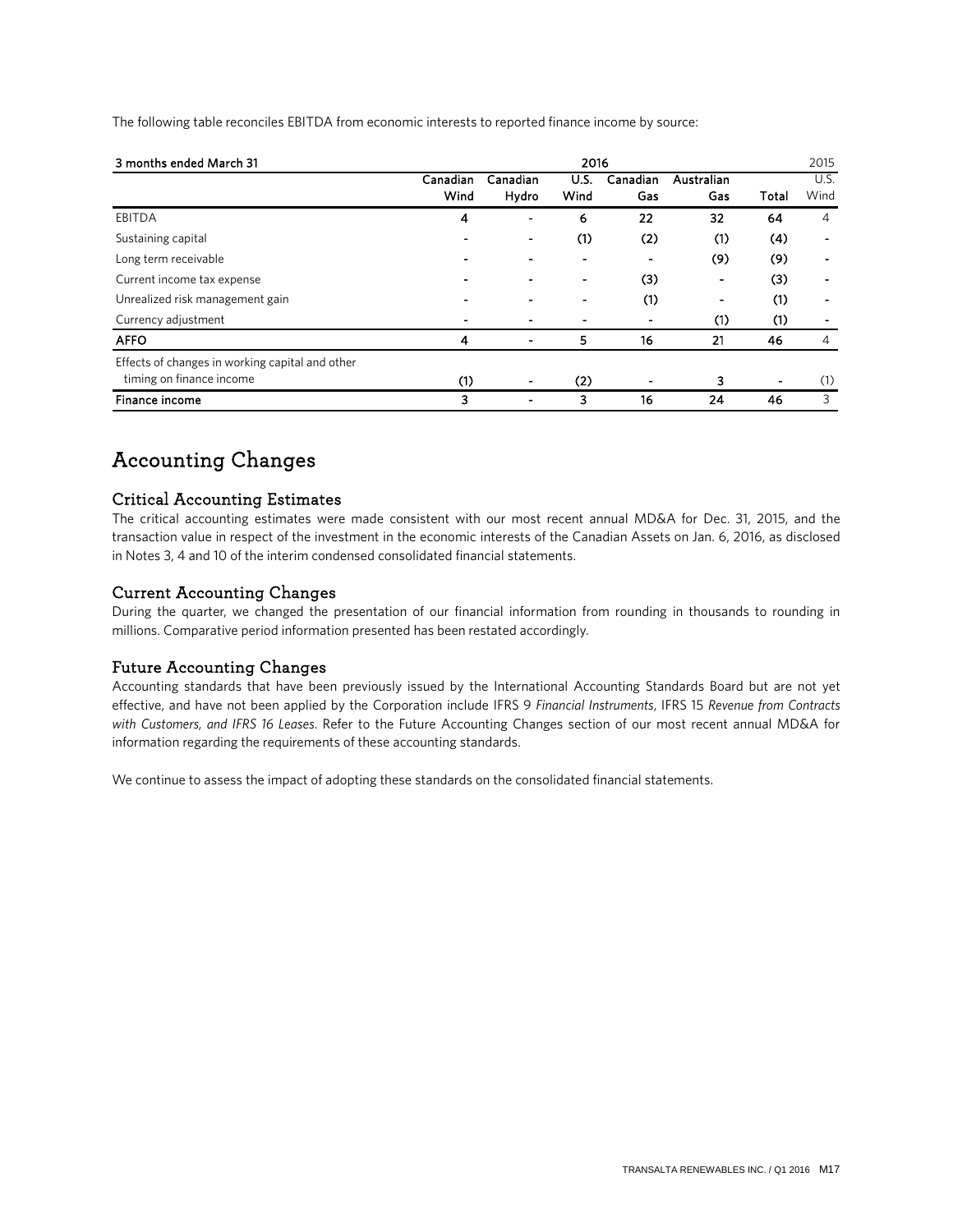The following table reconciles EBITDA from economic interests to reported finance income by source:

| 3 months ended March 31 | 2016 | | | | | | 2015 |
|---|---|---|---|---|---|---|---|
| | Canadian Wind | Canadian Hydro | U.S. Wind | Canadian Gas | Australian Gas | Total | U.S. Wind |
| EBITDA | 4 | - | 6 | 22 | 32 | 64 | 4 |
| Sustaining capital | - | - | (1) | (2) | (1) | (4) | - |
| Long term receivable | - | - | - | - | (9) | (9) | - |
| Current income tax expense | - | - | - | (3) | - | (3) | - |
| Unrealized risk management gain | - | - | - | (1) | - | (1) | - |
| Currency adjustment | - | - | - | - | (1) | (1) | - |
| **AFFO** | 4 | - | 5 | 16 | 21 | 46 | 4 |
| Effects of changes in working capital and other timing on finance income | (1) | - | (2) | - | 3 | - | (1) |
| **Finance income** | 3 | - | 3 | 16 | 24 | 46 | 3 |

# Accounting Changes

## Critical Accounting Estimates

The critical accounting estimates were made consistent with our most recent annual MD&A for Dec. 31, 2015, and the transaction value in respect of the investment in the economic interests of the Canadian Assets on Jan. 6, 2016, as disclosed in Notes 3, 4 and 10 of the interim condensed consolidated financial statements.

## Current Accounting Changes

During the quarter, we changed the presentation of our financial information from rounding in thousands to rounding in millions. Comparative period information presented has been restated accordingly.

## Future Accounting Changes

Accounting standards that have been previously issued by the International Accounting Standards Board but are not yet effective, and have not been applied by the Corporation include IFRS 9 *Financial Instruments*, IFRS 15 *Revenue from Contracts with Customers, and IFRS 16 Leases*. Refer to the Future Accounting Changes section of our most recent annual MD&A for information regarding the requirements of these accounting standards.

We continue to assess the impact of adopting these standards on the consolidated financial statements.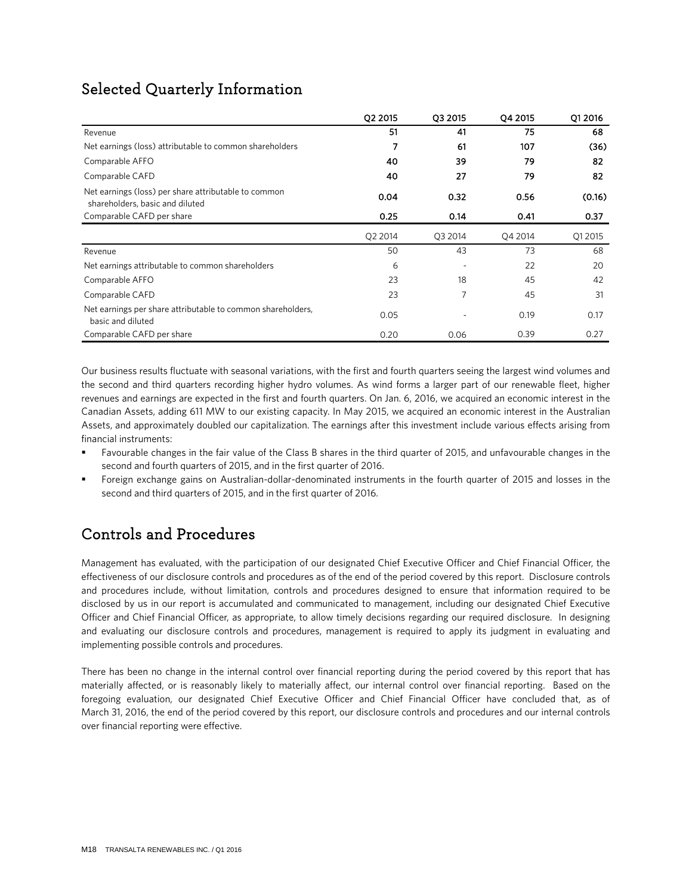## Selected Quarterly Information

| | Q2 2015 | Q3 2015 | Q4 2015 | Q1 2016 |
|---|---|---|---|---|
| Revenue | **51** | **41** | **75** | **68** |
| Net earnings (loss) attributable to common shareholders | **7** | **61** | **107** | **(36)** |
| Comparable AFFO | **40** | **39** | **79** | **82** |
| Comparable CAFD | **40** | **27** | **79** | **82** |
| Net earnings (loss) per share attributable to common shareholders, basic and diluted | **0.04** | **0.32** | **0.56** | **(0.16)** |
| Comparable CAFD per share | **0.25** | **0.14** | **0.41** | **0.37** |
| | Q2 2014 | Q3 2014 | Q4 2014 | Q1 2015 |
| Revenue | 50 | 43 | 73 | 68 |
| Net earnings attributable to common shareholders | 6 | - | 22 | 20 |
| Comparable AFFO | 23 | 18 | 45 | 42 |
| Comparable CAFD | 23 | 7 | 45 | 31 |
| Net earnings per share attributable to common shareholders, basic and diluted | 0.05 | - | 0.19 | 0.17 |
| Comparable CAFD per share | 0.20 | 0.06 | 0.39 | 0.27 |

Our business results fluctuate with seasonal variations, with the first and fourth quarters seeing the largest wind volumes and the second and third quarters recording higher hydro volumes. As wind forms a larger part of our renewable fleet, higher revenues and earnings are expected in the first and fourth quarters. On Jan. 6, 2016, we acquired an economic interest in the Canadian Assets, adding 611 MW to our existing capacity. In May 2015, we acquired an economic interest in the Australian Assets, and approximately doubled our capitalization. The earnings after this investment include various effects arising from financial instruments:

- Favourable changes in the fair value of the Class B shares in the third quarter of 2015, and unfavourable changes in the second and fourth quarters of 2015, and in the first quarter of 2016.
- Foreign exchange gains on Australian-dollar-denominated instruments in the fourth quarter of 2015 and losses in the second and third quarters of 2015, and in the first quarter of 2016.

## Controls and Procedures

Management has evaluated, with the participation of our designated Chief Executive Officer and Chief Financial Officer, the effectiveness of our disclosure controls and procedures as of the end of the period covered by this report. Disclosure controls and procedures include, without limitation, controls and procedures designed to ensure that information required to be disclosed by us in our report is accumulated and communicated to management, including our designated Chief Executive Officer and Chief Financial Officer, as appropriate, to allow timely decisions regarding our required disclosure. In designing and evaluating our disclosure controls and procedures, management is required to apply its judgment in evaluating and implementing possible controls and procedures.

There has been no change in the internal control over financial reporting during the period covered by this report that has materially affected, or is reasonably likely to materially affect, our internal control over financial reporting. Based on the foregoing evaluation, our designated Chief Executive Officer and Chief Financial Officer have concluded that, as of March 31, 2016, the end of the period covered by this report, our disclosure controls and procedures and our internal controls over financial reporting were effective.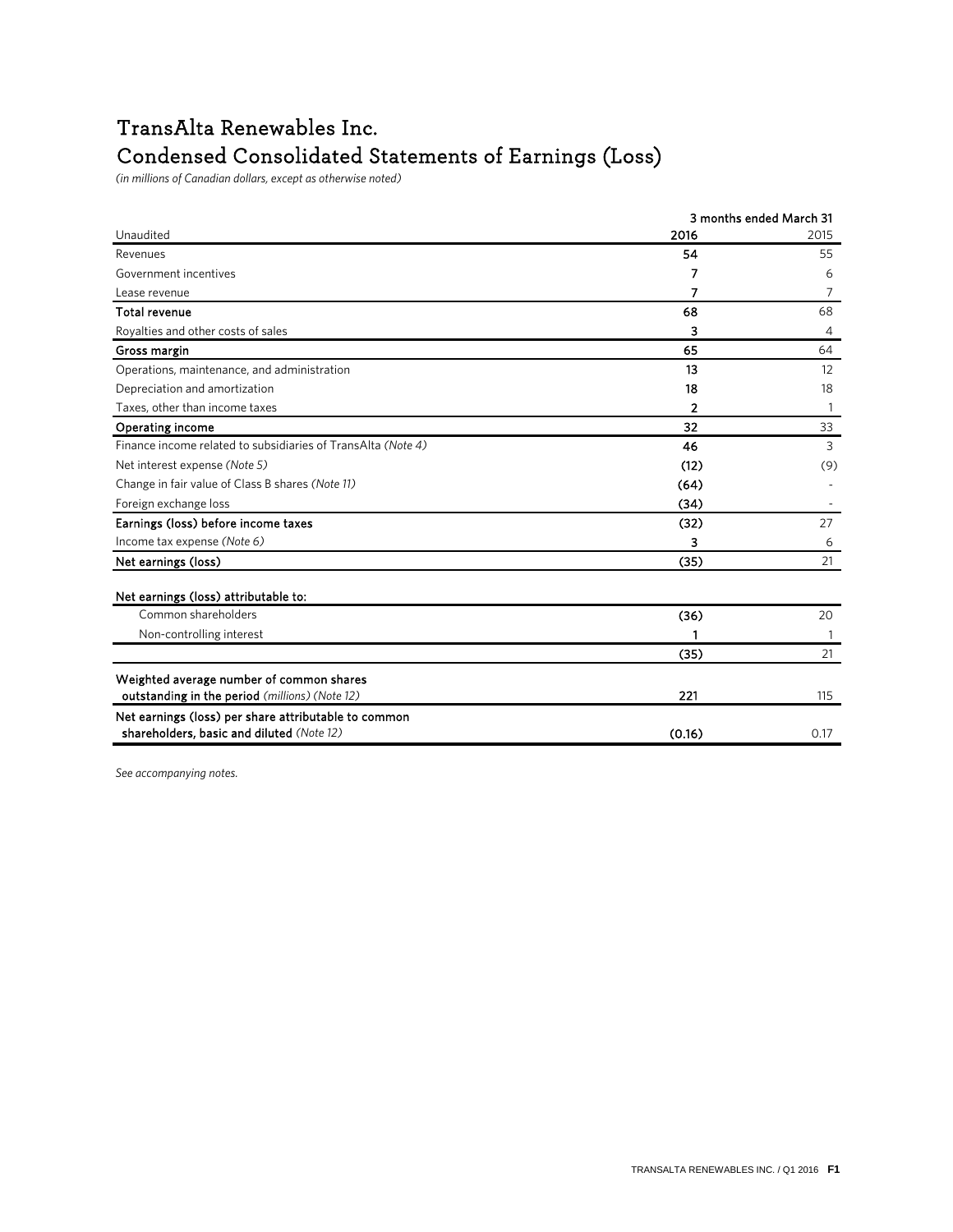# TransAlta Renewables Inc.

## Condensed Consolidated Statements of Earnings (Loss)

*(in millions of Canadian dollars, except as otherwise noted)*

| | 3 months ended March 31 | |
|---|---|---|
| Unaudited | **2016** | 2015 |
| Revenues | **54** | 55 |
| Government incentives | **7** | 6 |
| Lease revenue | **7** | 7 |
| **Total revenue** | **68** | 68 |
| Royalties and other costs of sales | **3** | 4 |
| **Gross margin** | **65** | 64 |
| Operations, maintenance, and administration | **13** | 12 |
| Depreciation and amortization | **18** | 18 |
| Taxes, other than income taxes | **2** | 1 |
| **Operating income** | **32** | 33 |
| Finance income related to subsidiaries of TransAlta *(Note 4)* | **46** | 3 |
| Net interest expense *(Note 5)* | **(12)** | (9) |
| Change in fair value of Class B shares *(Note 11)* | **(64)** | - |
| Foreign exchange loss | **(34)** | - |
| **Earnings (loss) before income taxes** | **(32)** | 27 |
| Income tax expense *(Note 6)* | **3** | 6 |
| **Net earnings (loss)** | **(35)** | 21 |
| | | |
| **Net earnings (loss) attributable to:** | | |
| Common shareholders | **(36)** | 20 |
| Non-controlling interest | **1** | 1 |
| | **(35)** | 21 |
| **Weighted average number of common shares outstanding in the period** *(millions) (Note 12)* | **221** | 115 |
| **Net earnings (loss) per share attributable to common shareholders, basic and diluted** *(Note 12)* | **(0.16)** | 0.17 |

*See accompanying notes.*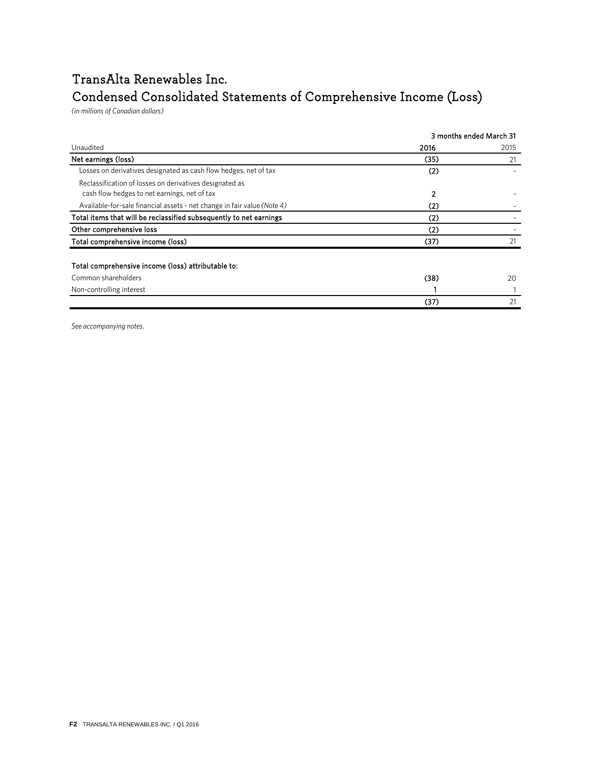# TransAlta Renewables Inc.

# Condensed Consolidated Statements of Comprehensive Income (Loss)

*(in millions of Canadian dollars)*

| | 3 months ended March 31 | |
|---|---|---|
| Unaudited | **2016** | 2015 |
| **Net earnings (loss)** | **(35)** | 21 |
| Losses on derivatives designated as cash flow hedges, net of tax | **(2)** | - |
| Reclassification of losses on derivatives designated as cash flow hedges to net earnings, net of tax | **2** | - |
| Available-for-sale financial assets - net change in fair value *(Note 4)* | **(2)** | - |
| **Total items that will be reclassified subsequently to net earnings** | **(2)** | - |
| **Other comprehensive loss** | **(2)** | - |
| **Total comprehensive income (loss)** | **(37)** | 21 |
| | | |
| **Total comprehensive income (loss) attributable to:** | | |
| Common shareholders | **(38)** | 20 |
| Non-controlling interest | **1** | 1 |
| | **(37)** | 21 |

*See accompanying notes.*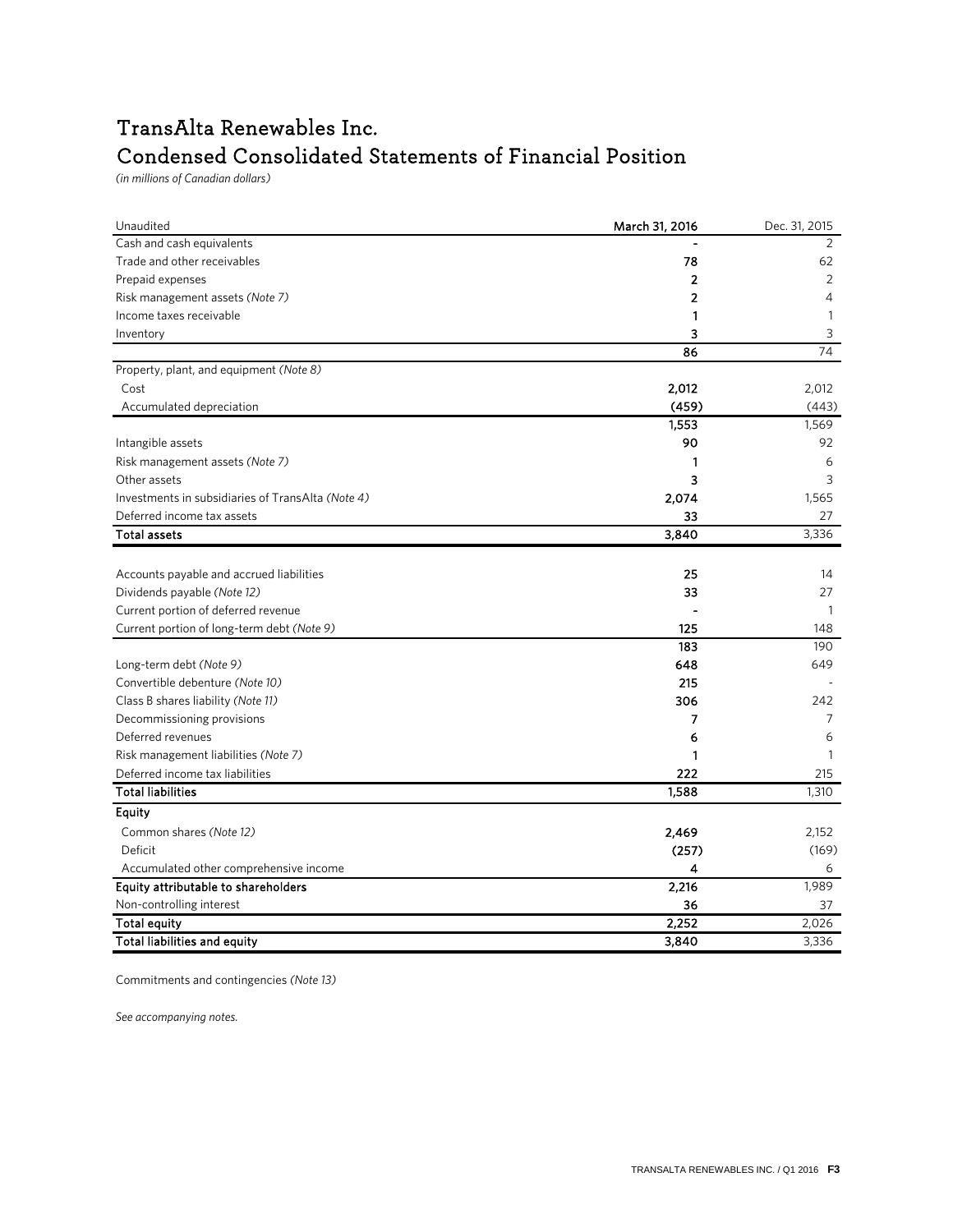# TransAlta Renewables Inc.
# Condensed Consolidated Statements of Financial Position

*(in millions of Canadian dollars)*

| Unaudited | March 31, 2016 | Dec. 31, 2015 |
|---|---|---|
| Cash and cash equivalents | - | 2 |
| Trade and other receivables | 78 | 62 |
| Prepaid expenses | 2 | 2 |
| Risk management assets *(Note 7)* | 2 | 4 |
| Income taxes receivable | 1 | 1 |
| Inventory | 3 | 3 |
| | 86 | 74 |
| Property, plant, and equipment *(Note 8)* | | |
| Cost | 2,012 | 2,012 |
| Accumulated depreciation | (459) | (443) |
| | 1,553 | 1,569 |
| Intangible assets | 90 | 92 |
| Risk management assets *(Note 7)* | 1 | 6 |
| Other assets | 3 | 3 |
| Investments in subsidiaries of TransAlta *(Note 4)* | 2,074 | 1,565 |
| Deferred income tax assets | 33 | 27 |
| **Total assets** | **3,840** | 3,336 |
| | | |
| Accounts payable and accrued liabilities | 25 | 14 |
| Dividends payable *(Note 12)* | 33 | 27 |
| Current portion of deferred revenue | - | 1 |
| Current portion of long-term debt *(Note 9)* | 125 | 148 |
| | 183 | 190 |
| Long-term debt *(Note 9)* | 648 | 649 |
| Convertible debenture *(Note 10)* | 215 | - |
| Class B shares liability *(Note 11)* | 306 | 242 |
| Decommissioning provisions | 7 | 7 |
| Deferred revenues | 6 | 6 |
| Risk management liabilities *(Note 7)* | 1 | 1 |
| Deferred income tax liabilities | 222 | 215 |
| **Total liabilities** | **1,588** | 1,310 |
| **Equity** | | |
| Common shares *(Note 12)* | 2,469 | 2,152 |
| Deficit | (257) | (169) |
| Accumulated other comprehensive income | 4 | 6 |
| **Equity attributable to shareholders** | **2,216** | 1,989 |
| Non-controlling interest | 36 | 37 |
| **Total equity** | **2,252** | 2,026 |
| **Total liabilities and equity** | **3,840** | 3,336 |

Commitments and contingencies *(Note 13)*

*See accompanying notes.*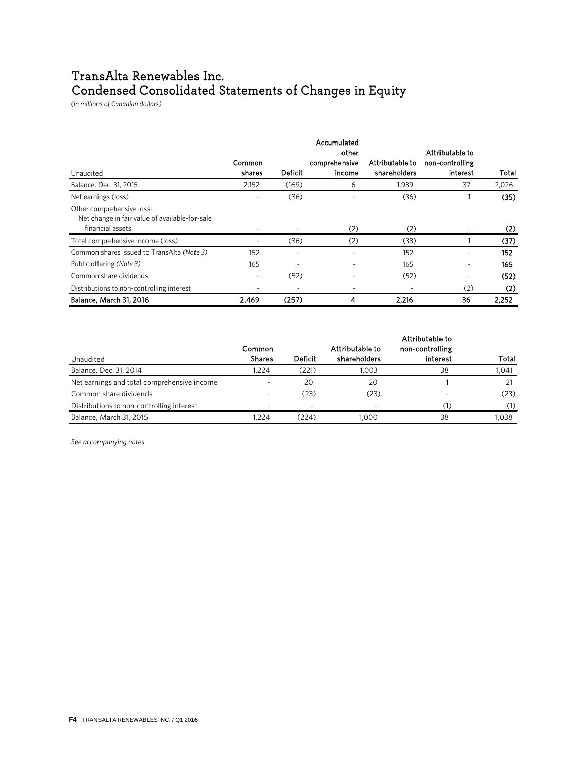# TransAlta Renewables Inc.
# Condensed Consolidated Statements of Changes in Equity

*(in millions of Canadian dollars)*

| Unaudited | Common shares | Deficit | Accumulated other comprehensive income | Attributable to shareholders | Attributable to non-controlling interest | Total |
|---|---|---|---|---|---|---|
| Balance, Dec. 31, 2015 | 2,152 | (169) | 6 | 1,989 | 37 | 2,026 |
| Net earnings (loss) | - | (36) | - | (36) | 1 | **(35)** |
| Other comprehensive loss: | | | | | | |
| Net change in fair value of available-for-sale financial assets | - | - | (2) | (2) | - | **(2)** |
| Total comprehensive income (loss) | - | (36) | (2) | (38) | 1 | **(37)** |
| Common shares issued to TransAlta *(Note 3)* | 152 | - | - | 152 | - | **152** |
| Public offering *(Note 3)* | 165 | - | - | 165 | - | **165** |
| Common share dividends | - | (52) | - | (52) | - | **(52)** |
| Distributions to non-controlling interest | - | - | - | - | (2) | **(2)** |
| **Balance, March 31, 2016** | **2,469** | **(257)** | **4** | **2,216** | **36** | **2,252** |

| Unaudited | Common Shares | Deficit | Attributable to shareholders | Attributable to non-controlling interest | Total |
|---|---|---|---|---|---|
| Balance, Dec. 31, 2014 | 1,224 | (221) | 1,003 | 38 | 1,041 |
| Net earnings and total comprehensive income | - | 20 | 20 | 1 | 21 |
| Common share dividends | - | (23) | (23) | - | (23) |
| Distributions to non-controlling interest | - | - | - | (1) | (1) |
| Balance, March 31, 2015 | 1,224 | (224) | 1,000 | 38 | 1,038 |

*See accompanying notes.*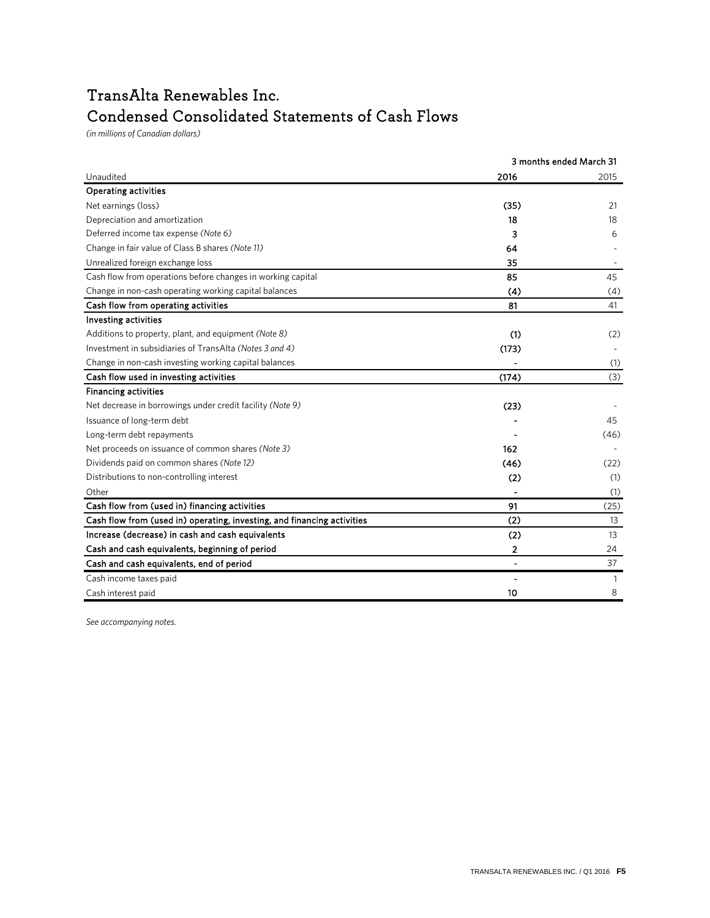# TransAlta Renewables Inc.
# Condensed Consolidated Statements of Cash Flows

*(in millions of Canadian dollars)*

| | 3 months ended March 31 | |
|---|---|---|
| Unaudited | **2016** | 2015 |
| **Operating activities** | | |
| Net earnings (loss) | **(35)** | 21 |
| Depreciation and amortization | **18** | 18 |
| Deferred income tax expense *(Note 6)* | **3** | 6 |
| Change in fair value of Class B shares *(Note 11)* | **64** | - |
| Unrealized foreign exchange loss | **35** | - |
| Cash flow from operations before changes in working capital | **85** | 45 |
| Change in non-cash operating working capital balances | **(4)** | (4) |
| **Cash flow from operating activities** | **81** | 41 |
| **Investing activities** | | |
| Additions to property, plant, and equipment *(Note 8)* | **(1)** | (2) |
| Investment in subsidiaries of TransAlta *(Notes 3 and 4)* | **(173)** | - |
| Change in non-cash investing working capital balances | **-** | (1) |
| **Cash flow used in investing activities** | **(174)** | (3) |
| **Financing activities** | | |
| Net decrease in borrowings under credit facility *(Note 9)* | **(23)** | - |
| Issuance of long-term debt | **-** | 45 |
| Long-term debt repayments | **-** | (46) |
| Net proceeds on issuance of common shares *(Note 3)* | **162** | - |
| Dividends paid on common shares *(Note 12)* | **(46)** | (22) |
| Distributions to non-controlling interest | **(2)** | (1) |
| Other | **-** | (1) |
| **Cash flow from (used in) financing activities** | **91** | (25) |
| **Cash flow from (used in) operating, investing, and financing activities** | **(2)** | 13 |
| **Increase (decrease) in cash and cash equivalents** | **(2)** | 13 |
| **Cash and cash equivalents, beginning of period** | **2** | 24 |
| **Cash and cash equivalents, end of period** | **-** | 37 |
| Cash income taxes paid | **-** | 1 |
| Cash interest paid | **10** | 8 |

*See accompanying notes.*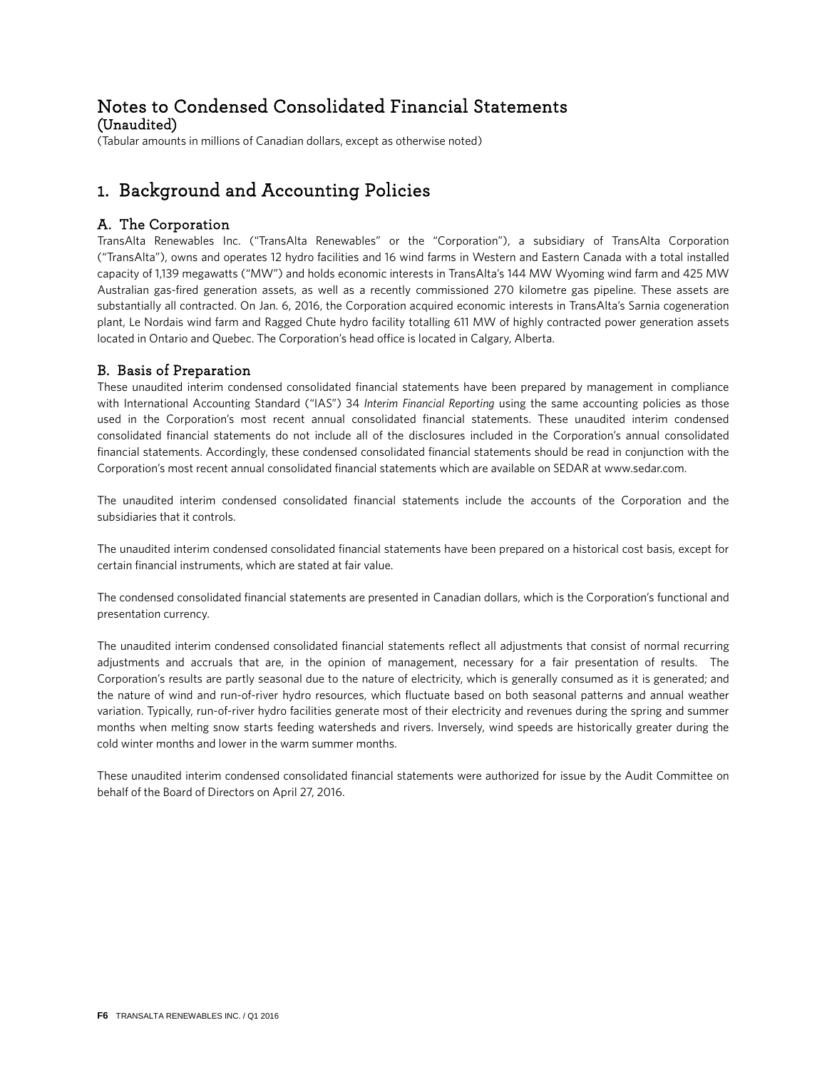# Notes to Condensed Consolidated Financial Statements

**(Unaudited)**

(Tabular amounts in millions of Canadian dollars, except as otherwise noted)

## 1. Background and Accounting Policies

### A. The Corporation

TransAlta Renewables Inc. ("TransAlta Renewables" or the "Corporation"), a subsidiary of TransAlta Corporation ("TransAlta"), owns and operates 12 hydro facilities and 16 wind farms in Western and Eastern Canada with a total installed capacity of 1,139 megawatts ("MW") and holds economic interests in TransAlta's 144 MW Wyoming wind farm and 425 MW Australian gas-fired generation assets, as well as a recently commissioned 270 kilometre gas pipeline. These assets are substantially all contracted. On Jan. 6, 2016, the Corporation acquired economic interests in TransAlta's Sarnia cogeneration plant, Le Nordais wind farm and Ragged Chute hydro facility totalling 611 MW of highly contracted power generation assets located in Ontario and Quebec. The Corporation's head office is located in Calgary, Alberta.

### B. Basis of Preparation

These unaudited interim condensed consolidated financial statements have been prepared by management in compliance with International Accounting Standard ("IAS") 34 *Interim Financial Reporting* using the same accounting policies as those used in the Corporation's most recent annual consolidated financial statements. These unaudited interim condensed consolidated financial statements do not include all of the disclosures included in the Corporation's annual consolidated financial statements. Accordingly, these condensed consolidated financial statements should be read in conjunction with the Corporation's most recent annual consolidated financial statements which are available on SEDAR at www.sedar.com.

The unaudited interim condensed consolidated financial statements include the accounts of the Corporation and the subsidiaries that it controls.

The unaudited interim condensed consolidated financial statements have been prepared on a historical cost basis, except for certain financial instruments, which are stated at fair value.

The condensed consolidated financial statements are presented in Canadian dollars, which is the Corporation's functional and presentation currency.

The unaudited interim condensed consolidated financial statements reflect all adjustments that consist of normal recurring adjustments and accruals that are, in the opinion of management, necessary for a fair presentation of results. The Corporation's results are partly seasonal due to the nature of electricity, which is generally consumed as it is generated; and the nature of wind and run-of-river hydro resources, which fluctuate based on both seasonal patterns and annual weather variation. Typically, run-of-river hydro facilities generate most of their electricity and revenues during the spring and summer months when melting snow starts feeding watersheds and rivers. Inversely, wind speeds are historically greater during the cold winter months and lower in the warm summer months.

These unaudited interim condensed consolidated financial statements were authorized for issue by the Audit Committee on behalf of the Board of Directors on April 27, 2016.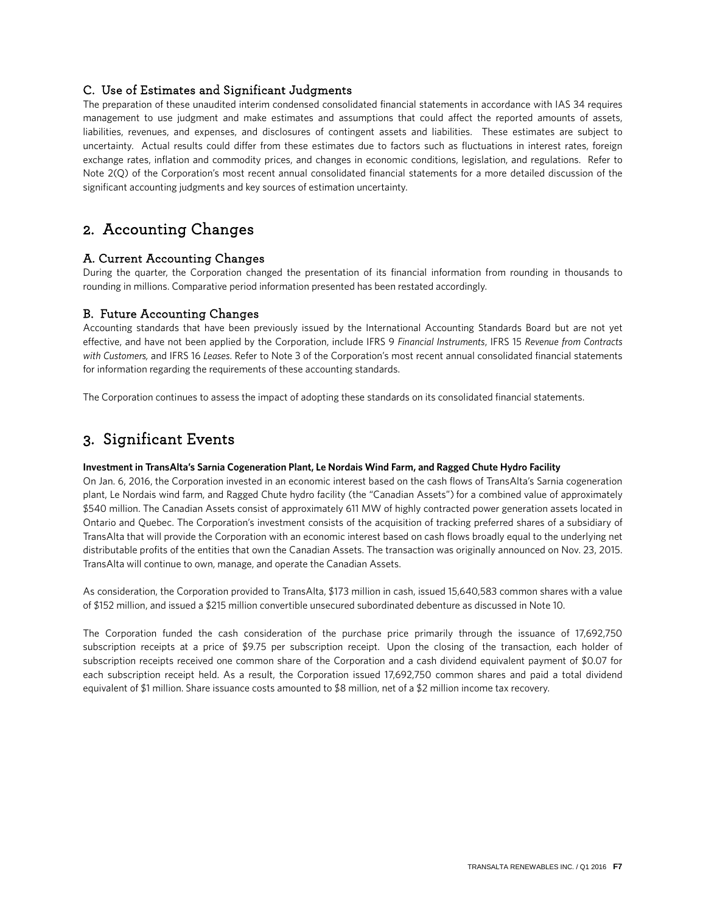### C. Use of Estimates and Significant Judgments

The preparation of these unaudited interim condensed consolidated financial statements in accordance with IAS 34 requires management to use judgment and make estimates and assumptions that could affect the reported amounts of assets, liabilities, revenues, and expenses, and disclosures of contingent assets and liabilities. These estimates are subject to uncertainty. Actual results could differ from these estimates due to factors such as fluctuations in interest rates, foreign exchange rates, inflation and commodity prices, and changes in economic conditions, legislation, and regulations. Refer to Note 2(Q) of the Corporation's most recent annual consolidated financial statements for a more detailed discussion of the significant accounting judgments and key sources of estimation uncertainty.

## 2. Accounting Changes

### A. Current Accounting Changes

During the quarter, the Corporation changed the presentation of its financial information from rounding in thousands to rounding in millions. Comparative period information presented has been restated accordingly.

### B. Future Accounting Changes

Accounting standards that have been previously issued by the International Accounting Standards Board but are not yet effective, and have not been applied by the Corporation, include IFRS 9 *Financial Instruments*, IFRS 15 *Revenue from Contracts with Customers,* and IFRS 16 *Leases*. Refer to Note 3 of the Corporation's most recent annual consolidated financial statements for information regarding the requirements of these accounting standards.

The Corporation continues to assess the impact of adopting these standards on its consolidated financial statements.

## 3. Significant Events

**Investment in TransAlta's Sarnia Cogeneration Plant, Le Nordais Wind Farm, and Ragged Chute Hydro Facility**

On Jan. 6, 2016, the Corporation invested in an economic interest based on the cash flows of TransAlta's Sarnia cogeneration plant, Le Nordais wind farm, and Ragged Chute hydro facility (the "Canadian Assets") for a combined value of approximately $540 million. The Canadian Assets consist of approximately 611 MW of highly contracted power generation assets located in Ontario and Quebec. The Corporation's investment consists of the acquisition of tracking preferred shares of a subsidiary of TransAlta that will provide the Corporation with an economic interest based on cash flows broadly equal to the underlying net distributable profits of the entities that own the Canadian Assets. The transaction was originally announced on Nov. 23, 2015. TransAlta will continue to own, manage, and operate the Canadian Assets.

As consideration, the Corporation provided to TransAlta, $173 million in cash, issued 15,640,583 common shares with a value of $152 million, and issued a $215 million convertible unsecured subordinated debenture as discussed in Note 10.

The Corporation funded the cash consideration of the purchase price primarily through the issuance of 17,692,750 subscription receipts at a price of $9.75 per subscription receipt. Upon the closing of the transaction, each holder of subscription receipts received one common share of the Corporation and a cash dividend equivalent payment of $0.07 for each subscription receipt held. As a result, the Corporation issued 17,692,750 common shares and paid a total dividend equivalent of $1 million. Share issuance costs amounted to $8 million, net of a $2 million income tax recovery.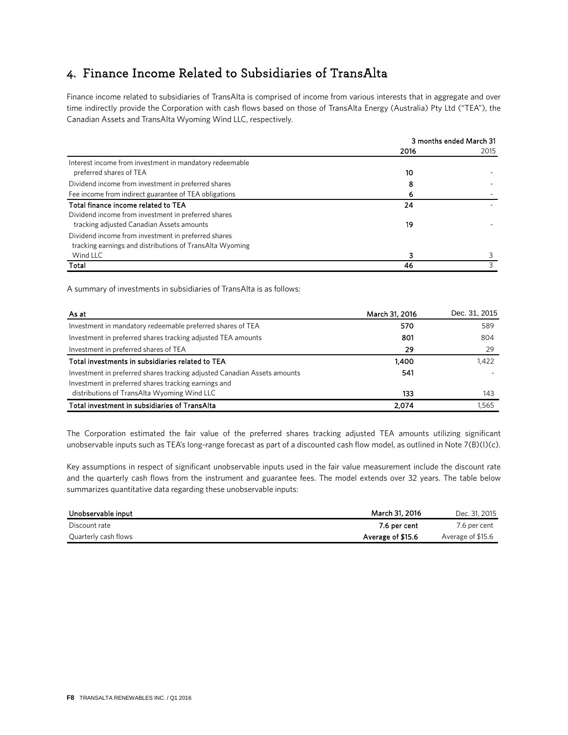## 4. Finance Income Related to Subsidiaries of TransAlta

Finance income related to subsidiaries of TransAlta is comprised of income from various interests that in aggregate and over time indirectly provide the Corporation with cash flows based on those of TransAlta Energy (Australia) Pty Ltd ("TEA"), the Canadian Assets and TransAlta Wyoming Wind LLC, respectively.

| | 3 months ended March 31 | |
|---|---|---|
| | **2016** | 2015 |
| Interest income from investment in mandatory redeemable preferred shares of TEA | **10** | - |
| Dividend income from investment in preferred shares | **8** | - |
| Fee income from indirect guarantee of TEA obligations | **6** | - |
| **Total finance income related to TEA** | **24** | - |
| Dividend income from investment in preferred shares tracking adjusted Canadian Assets amounts | **19** | - |
| Dividend income from investment in preferred shares tracking earnings and distributions of TransAlta Wyoming Wind LLC | **3** | 3 |
| **Total** | **46** | 3 |

A summary of investments in subsidiaries of TransAlta is as follows:

| As at | March 31, 2016 | Dec. 31, 2015 |
|---|---|---|
| Investment in mandatory redeemable preferred shares of TEA | **570** | 589 |
| Investment in preferred shares tracking adjusted TEA amounts | **801** | 804 |
| Investment in preferred shares of TEA | **29** | 29 |
| **Total investments in subsidiaries related to TEA** | **1,400** | 1,422 |
| Investment in preferred shares tracking adjusted Canadian Assets amounts | **541** | - |
| Investment in preferred shares tracking earnings and distributions of TransAlta Wyoming Wind LLC | **133** | 143 |
| **Total investment in subsidiaries of TransAlta** | **2,074** | 1,565 |

The Corporation estimated the fair value of the preferred shares tracking adjusted TEA amounts utilizing significant unobservable inputs such as TEA's long-range forecast as part of a discounted cash flow model, as outlined in Note 7(B)(I)(c).

Key assumptions in respect of significant unobservable inputs used in the fair value measurement include the discount rate and the quarterly cash flows from the instrument and guarantee fees. The model extends over 32 years. The table below summarizes quantitative data regarding these unobservable inputs:

| Unobservable input | March 31, 2016 | Dec. 31, 2015 |
|---|---|---|
| Discount rate | **7.6 per cent** | 7.6 per cent |
| Quarterly cash flows | **Average of $15.6** | Average of $15.6 |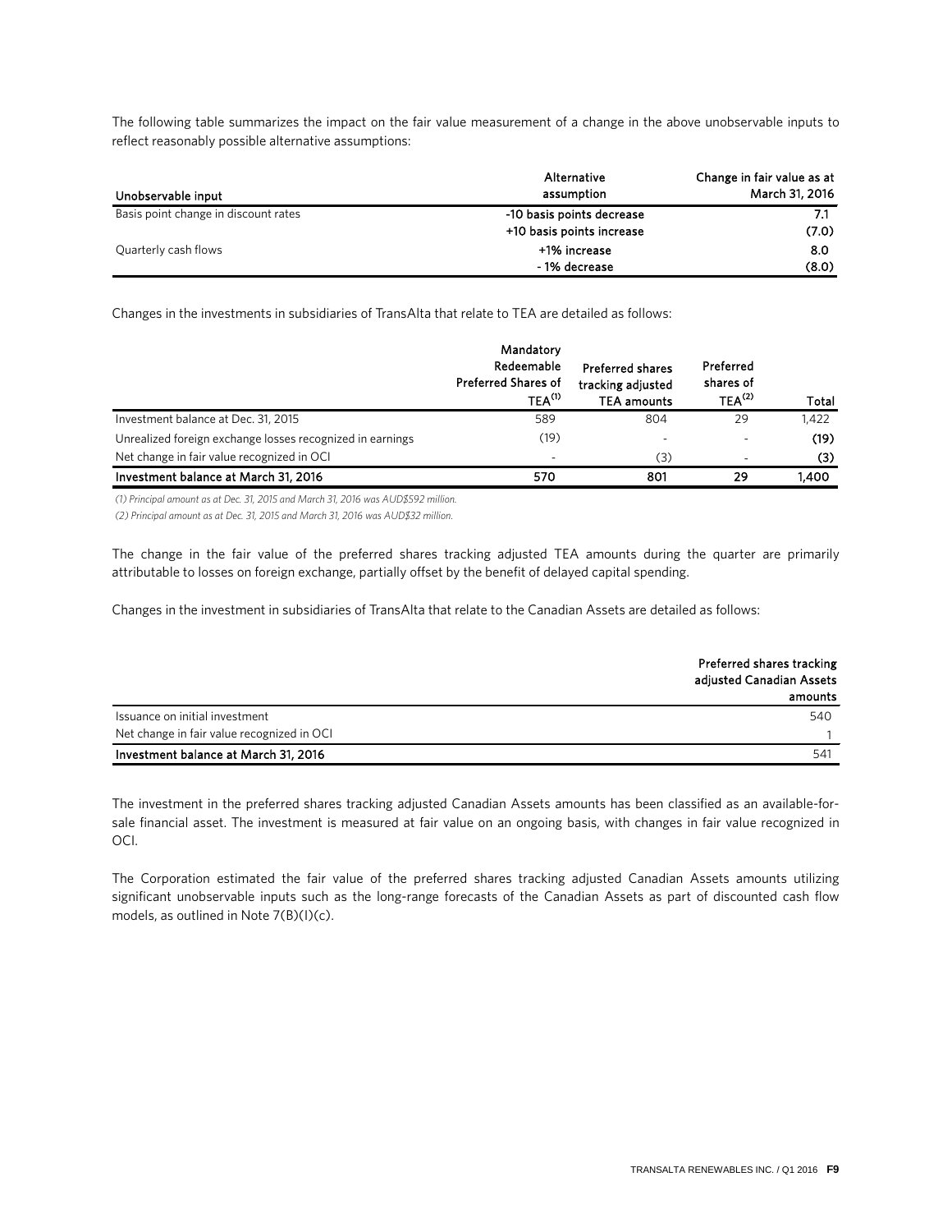The following table summarizes the impact on the fair value measurement of a change in the above unobservable inputs to reflect reasonably possible alternative assumptions:

| Unobservable input | Alternative assumption | Change in fair value as at March 31, 2016 |
|---|---|---|
| Basis point change in discount rates | -10 basis points decrease | 7.1 |
| | +10 basis points increase | (7.0) |
| Quarterly cash flows | +1% increase | 8.0 |
| | - 1% decrease | (8.0) |

Changes in the investments in subsidiaries of TransAlta that relate to TEA are detailed as follows:

| | Mandatory Redeemable Preferred Shares of TEA(1) | Preferred shares tracking adjusted TEA amounts | Preferred shares of TEA(2) | Total |
|---|---|---|---|---|
| Investment balance at Dec. 31, 2015 | 589 | 804 | 29 | 1,422 |
| Unrealized foreign exchange losses recognized in earnings | (19) | - | - | (19) |
| Net change in fair value recognized in OCI | - | (3) | - | (3) |
| **Investment balance at March 31, 2016** | **570** | **801** | **29** | **1,400** |

*(1) Principal amount as at Dec. 31, 2015 and March 31, 2016 was AUD$592 million.*

*(2) Principal amount as at Dec. 31, 2015 and March 31, 2016 was AUD$32 million.*

The change in the fair value of the preferred shares tracking adjusted TEA amounts during the quarter are primarily attributable to losses on foreign exchange, partially offset by the benefit of delayed capital spending.

Changes in the investment in subsidiaries of TransAlta that relate to the Canadian Assets are detailed as follows:

| | Preferred shares tracking adjusted Canadian Assets amounts |
|---|---|
| Issuance on initial investment | 540 |
| Net change in fair value recognized in OCI | 1 |
| **Investment balance at March 31, 2016** | 541 |

The investment in the preferred shares tracking adjusted Canadian Assets amounts has been classified as an available-for-sale financial asset. The investment is measured at fair value on an ongoing basis, with changes in fair value recognized in OCI.

The Corporation estimated the fair value of the preferred shares tracking adjusted Canadian Assets amounts utilizing significant unobservable inputs such as the long-range forecasts of the Canadian Assets as part of discounted cash flow models, as outlined in Note 7(B)(I)(c).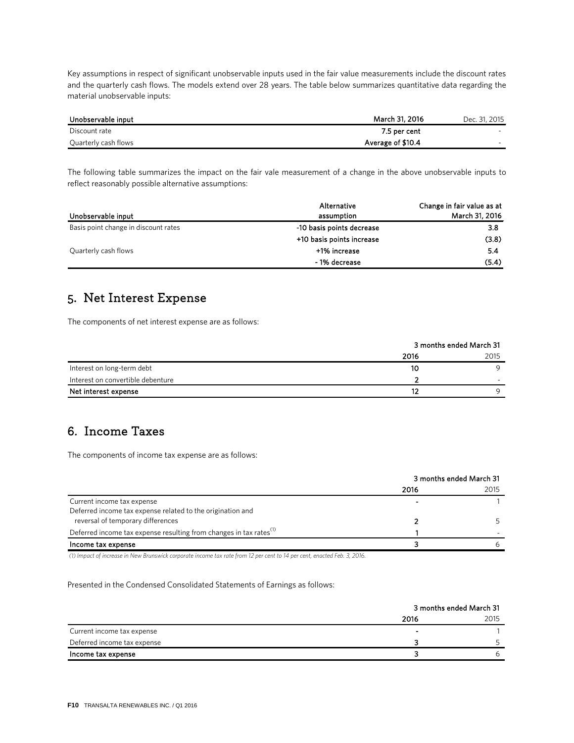Key assumptions in respect of significant unobservable inputs used in the fair value measurements include the discount rates and the quarterly cash flows. The models extend over 28 years. The table below summarizes quantitative data regarding the material unobservable inputs:

| Unobservable input | March 31, 2016 | Dec. 31, 2015 |
|---|---|---|
| Discount rate | 7.5 per cent | - |
| Quarterly cash flows | Average of $10.4 | - |

The following table summarizes the impact on the fair vale measurement of a change in the above unobservable inputs to reflect reasonably possible alternative assumptions:

| Unobservable input | Alternative assumption | Change in fair value as at March 31, 2016 |
|---|---|---|
| Basis point change in discount rates | -10 basis points decrease | 3.8 |
| | +10 basis points increase | (3.8) |
| Quarterly cash flows | +1% increase | 5.4 |
| | - 1% decrease | (5.4) |

## 5. Net Interest Expense

The components of net interest expense are as follows:

| | 3 months ended March 31 | |
|---|---|---|
| | 2016 | 2015 |
| Interest on long-term debt | 10 | 9 |
| Interest on convertible debenture | 2 | - |
| **Net interest expense** | 12 | 9 |

## 6. Income Taxes

The components of income tax expense are as follows:

| | 3 months ended March 31 | |
|---|---|---|
| | 2016 | 2015 |
| Current income tax expense | - | 1 |
| Deferred income tax expense related to the origination and reversal of temporary differences | 2 | 5 |
| Deferred income tax expense resulting from changes in tax rates[1] | 1 | - |
| **Income tax expense** | 3 | 6 |

*(1) Impact of increase in New Brunswick corporate income tax rate from 12 per cent to 14 per cent, enacted Feb. 3, 2016.*

Presented in the Condensed Consolidated Statements of Earnings as follows:

| | 3 months ended March 31 | |
|---|---|---|
| | 2016 | 2015 |
| Current income tax expense | - | 1 |
| Deferred income tax expense | 3 | 5 |
| **Income tax expense** | 3 | 6 |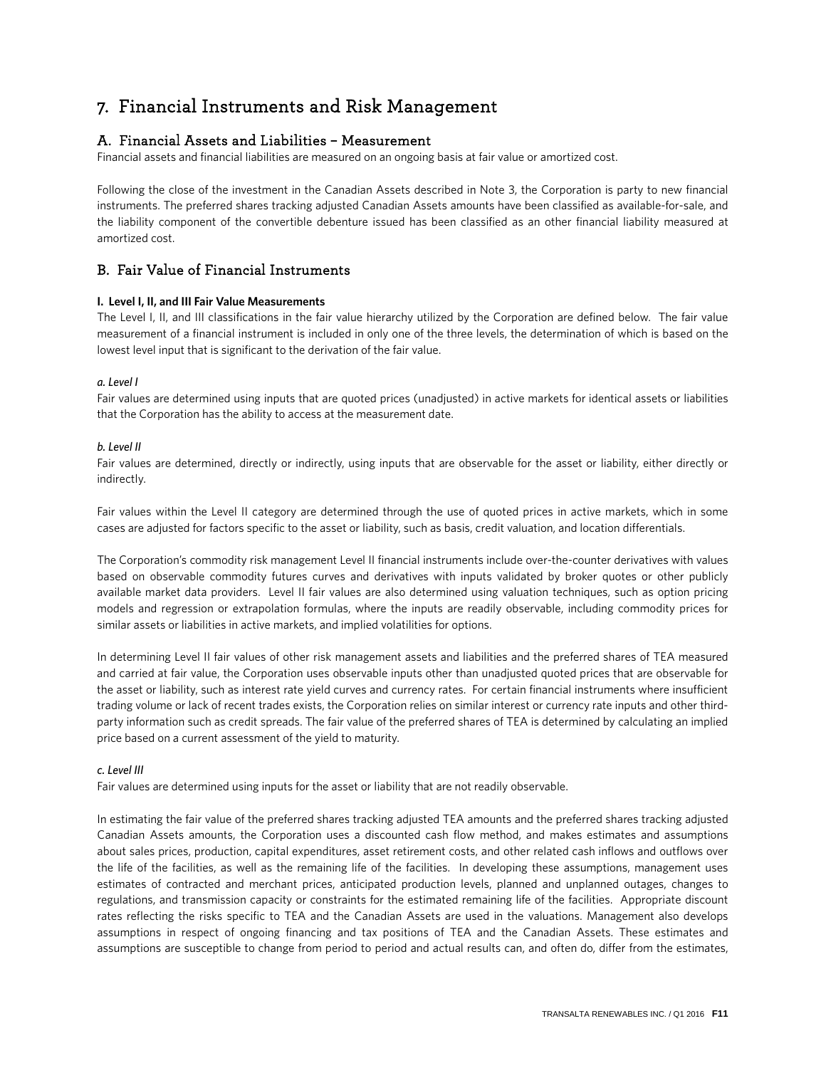# 7. Financial Instruments and Risk Management

## A. Financial Assets and Liabilities – Measurement

Financial assets and financial liabilities are measured on an ongoing basis at fair value or amortized cost.

Following the close of the investment in the Canadian Assets described in Note 3, the Corporation is party to new financial instruments. The preferred shares tracking adjusted Canadian Assets amounts have been classified as available-for-sale, and the liability component of the convertible debenture issued has been classified as an other financial liability measured at amortized cost.

## B. Fair Value of Financial Instruments

**I. Level I, II, and III Fair Value Measurements**

The Level I, II, and III classifications in the fair value hierarchy utilized by the Corporation are defined below. The fair value measurement of a financial instrument is included in only one of the three levels, the determination of which is based on the lowest level input that is significant to the derivation of the fair value.

***a. Level I***

Fair values are determined using inputs that are quoted prices (unadjusted) in active markets for identical assets or liabilities that the Corporation has the ability to access at the measurement date.

***b. Level II***

Fair values are determined, directly or indirectly, using inputs that are observable for the asset or liability, either directly or indirectly.

Fair values within the Level II category are determined through the use of quoted prices in active markets, which in some cases are adjusted for factors specific to the asset or liability, such as basis, credit valuation, and location differentials.

The Corporation's commodity risk management Level II financial instruments include over-the-counter derivatives with values based on observable commodity futures curves and derivatives with inputs validated by broker quotes or other publicly available market data providers. Level II fair values are also determined using valuation techniques, such as option pricing models and regression or extrapolation formulas, where the inputs are readily observable, including commodity prices for similar assets or liabilities in active markets, and implied volatilities for options.

In determining Level II fair values of other risk management assets and liabilities and the preferred shares of TEA measured and carried at fair value, the Corporation uses observable inputs other than unadjusted quoted prices that are observable for the asset or liability, such as interest rate yield curves and currency rates. For certain financial instruments where insufficient trading volume or lack of recent trades exists, the Corporation relies on similar interest or currency rate inputs and other third-party information such as credit spreads. The fair value of the preferred shares of TEA is determined by calculating an implied price based on a current assessment of the yield to maturity.

***c. Level III***

Fair values are determined using inputs for the asset or liability that are not readily observable.

In estimating the fair value of the preferred shares tracking adjusted TEA amounts and the preferred shares tracking adjusted Canadian Assets amounts, the Corporation uses a discounted cash flow method, and makes estimates and assumptions about sales prices, production, capital expenditures, asset retirement costs, and other related cash inflows and outflows over the life of the facilities, as well as the remaining life of the facilities. In developing these assumptions, management uses estimates of contracted and merchant prices, anticipated production levels, planned and unplanned outages, changes to regulations, and transmission capacity or constraints for the estimated remaining life of the facilities. Appropriate discount rates reflecting the risks specific to TEA and the Canadian Assets are used in the valuations. Management also develops assumptions in respect of ongoing financing and tax positions of TEA and the Canadian Assets. These estimates and assumptions are susceptible to change from period to period and actual results can, and often do, differ from the estimates,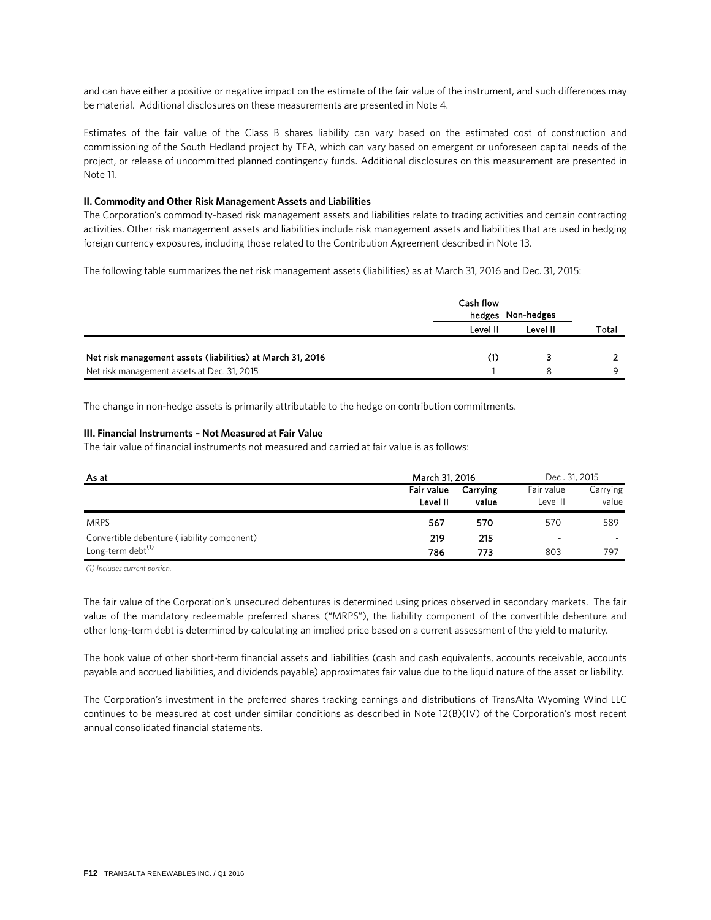and can have either a positive or negative impact on the estimate of the fair value of the instrument, and such differences may be material. Additional disclosures on these measurements are presented in Note 4.

Estimates of the fair value of the Class B shares liability can vary based on the estimated cost of construction and commissioning of the South Hedland project by TEA, which can vary based on emergent or unforeseen capital needs of the project, or release of uncommitted planned contingency funds. Additional disclosures on this measurement are presented in Note 11.

**II. Commodity and Other Risk Management Assets and Liabilities**

The Corporation's commodity-based risk management assets and liabilities relate to trading activities and certain contracting activities. Other risk management assets and liabilities include risk management assets and liabilities that are used in hedging foreign currency exposures, including those related to the Contribution Agreement described in Note 13.

The following table summarizes the net risk management assets (liabilities) as at March 31, 2016 and Dec. 31, 2015:

| | Cash flow hedges | Non-hedges | |
|---|---|---|---|
| | Level II | Level II | Total |
| **Net risk management assets (liabilities) at March 31, 2016** | **(1)** | **3** | **2** |
| Net risk management assets at Dec. 31, 2015 | 1 | 8 | 9 |

The change in non-hedge assets is primarily attributable to the hedge on contribution commitments.

**III. Financial Instruments – Not Measured at Fair Value**

The fair value of financial instruments not measured and carried at fair value is as follows:

| As at | March 31, 2016 | | Dec . 31, 2015 | |
|---|---|---|---|---|
| | Fair value Level II | Carrying value | Fair value Level II | Carrying value |
| MRPS | **567** | **570** | 570 | 589 |
| Convertible debenture (liability component) | **219** | **215** | - | - |
| Long-term debt(1) | **786** | **773** | 803 | 797 |

*(1) Includes current portion.*

The fair value of the Corporation's unsecured debentures is determined using prices observed in secondary markets. The fair value of the mandatory redeemable preferred shares ("MRPS"), the liability component of the convertible debenture and other long-term debt is determined by calculating an implied price based on a current assessment of the yield to maturity.

The book value of other short-term financial assets and liabilities (cash and cash equivalents, accounts receivable, accounts payable and accrued liabilities, and dividends payable) approximates fair value due to the liquid nature of the asset or liability.

The Corporation's investment in the preferred shares tracking earnings and distributions of TransAlta Wyoming Wind LLC continues to be measured at cost under similar conditions as described in Note 12(B)(IV) of the Corporation's most recent annual consolidated financial statements.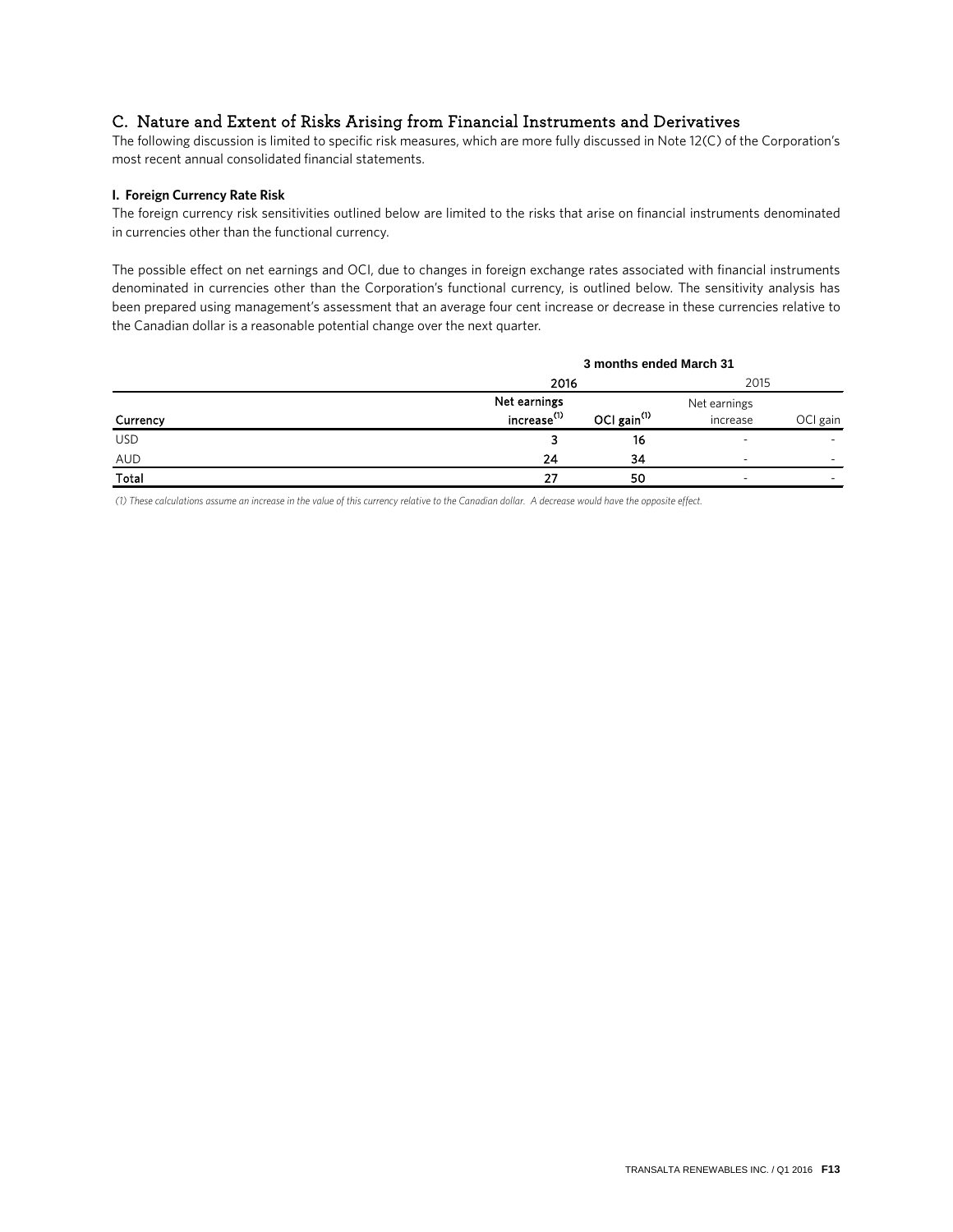## C. Nature and Extent of Risks Arising from Financial Instruments and Derivatives

The following discussion is limited to specific risk measures, which are more fully discussed in Note 12(C) of the Corporation's most recent annual consolidated financial statements.

**I. Foreign Currency Rate Risk**

The foreign currency risk sensitivities outlined below are limited to the risks that arise on financial instruments denominated in currencies other than the functional currency.

The possible effect on net earnings and OCI, due to changes in foreign exchange rates associated with financial instruments denominated in currencies other than the Corporation's functional currency, is outlined below. The sensitivity analysis has been prepared using management's assessment that an average four cent increase or decrease in these currencies relative to the Canadian dollar is a reasonable potential change over the next quarter.

| | 3 months ended March 31 | | | |
|---|---|---|---|---|
| | 2016 | | 2015 | |
| Currency | Net earnings increase[1] | OCI gain[1] | Net earnings increase | OCI gain |
| USD | 3 | 16 | - | - |
| AUD | 24 | 34 | - | - |
| Total | 27 | 50 | - | - |

*(1) These calculations assume an increase in the value of this currency relative to the Canadian dollar. A decrease would have the opposite effect.*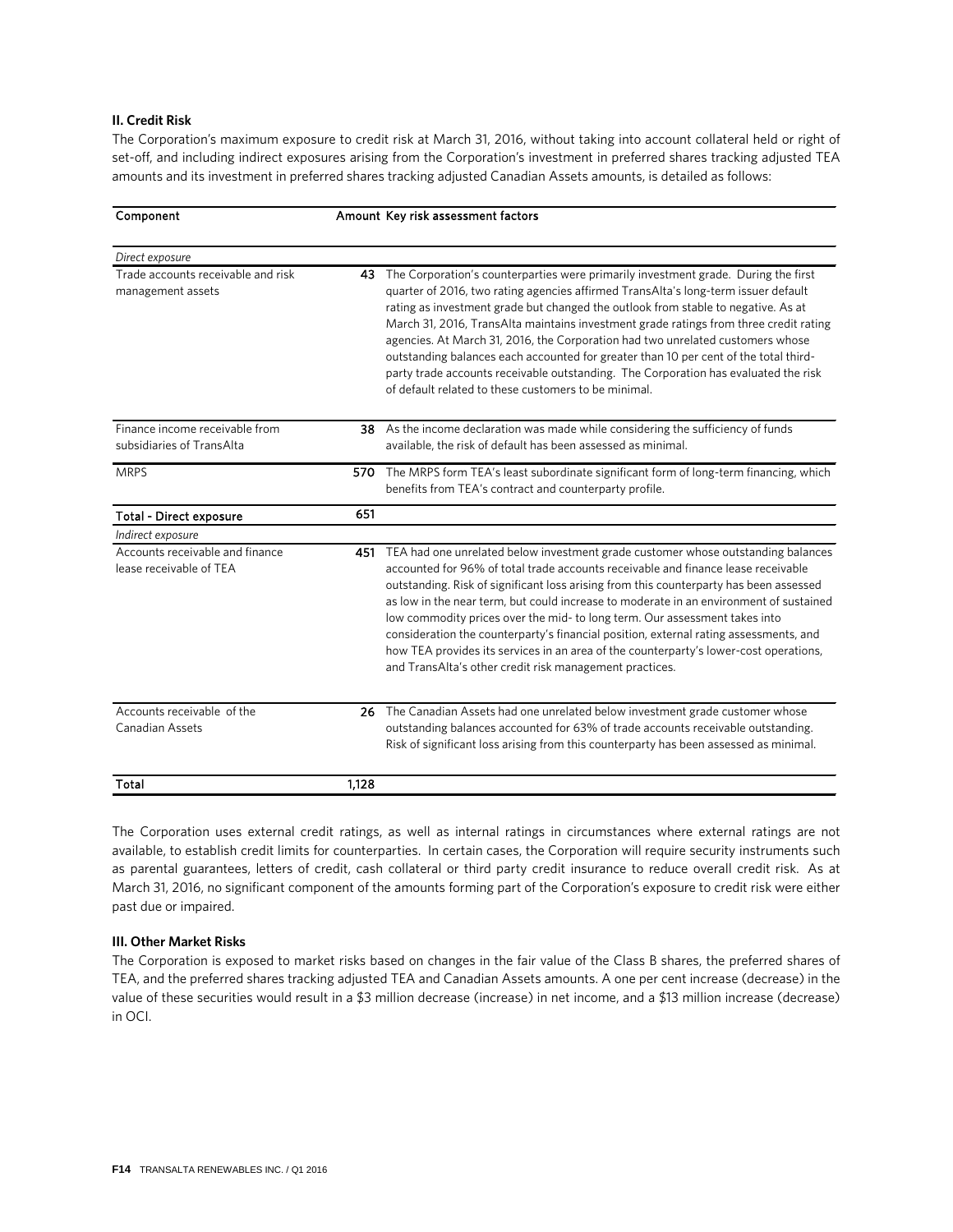**II. Credit Risk**

The Corporation's maximum exposure to credit risk at March 31, 2016, without taking into account collateral held or right of set-off, and including indirect exposures arising from the Corporation's investment in preferred shares tracking adjusted TEA amounts and its investment in preferred shares tracking adjusted Canadian Assets amounts, is detailed as follows:

| Component | Amount | Key risk assessment factors |
|---|---|---|
| *Direct exposure* | | |
| Trade accounts receivable and risk management assets | 43 | The Corporation's counterparties were primarily investment grade. During the first quarter of 2016, two rating agencies affirmed TransAlta's long-term issuer default rating as investment grade but changed the outlook from stable to negative. As at March 31, 2016, TransAlta maintains investment grade ratings from three credit rating agencies. At March 31, 2016, the Corporation had two unrelated customers whose outstanding balances each accounted for greater than 10 per cent of the total third-party trade accounts receivable outstanding. The Corporation has evaluated the risk of default related to these customers to be minimal. |
| Finance income receivable from subsidiaries of TransAlta | 38 | As the income declaration was made while considering the sufficiency of funds available, the risk of default has been assessed as minimal. |
| MRPS | 570 | The MRPS form TEA's least subordinate significant form of long-term financing, which benefits from TEA's contract and counterparty profile. |
| **Total - Direct exposure** | 651 | |
| *Indirect exposure* | | |
| Accounts receivable and finance lease receivable of TEA | 451 | TEA had one unrelated below investment grade customer whose outstanding balances accounted for 96% of total trade accounts receivable and finance lease receivable outstanding. Risk of significant loss arising from this counterparty has been assessed as low in the near term, but could increase to moderate in an environment of sustained low commodity prices over the mid- to long term. Our assessment takes into consideration the counterparty's financial position, external rating assessments, and how TEA provides its services in an area of the counterparty's lower-cost operations, and TransAlta's other credit risk management practices. |
| Accounts receivable of the Canadian Assets | 26 | The Canadian Assets had one unrelated below investment grade customer whose outstanding balances accounted for 63% of trade accounts receivable outstanding. Risk of significant loss arising from this counterparty has been assessed as minimal. |
| **Total** | 1,128 | |

The Corporation uses external credit ratings, as well as internal ratings in circumstances where external ratings are not available, to establish credit limits for counterparties. In certain cases, the Corporation will require security instruments such as parental guarantees, letters of credit, cash collateral or third party credit insurance to reduce overall credit risk. As at March 31, 2016, no significant component of the amounts forming part of the Corporation's exposure to credit risk were either past due or impaired.

**III. Other Market Risks**

The Corporation is exposed to market risks based on changes in the fair value of the Class B shares, the preferred shares of TEA, and the preferred shares tracking adjusted TEA and Canadian Assets amounts. A one per cent increase (decrease) in the value of these securities would result in a $3 million decrease (increase) in net income, and a $13 million increase (decrease) in OCI.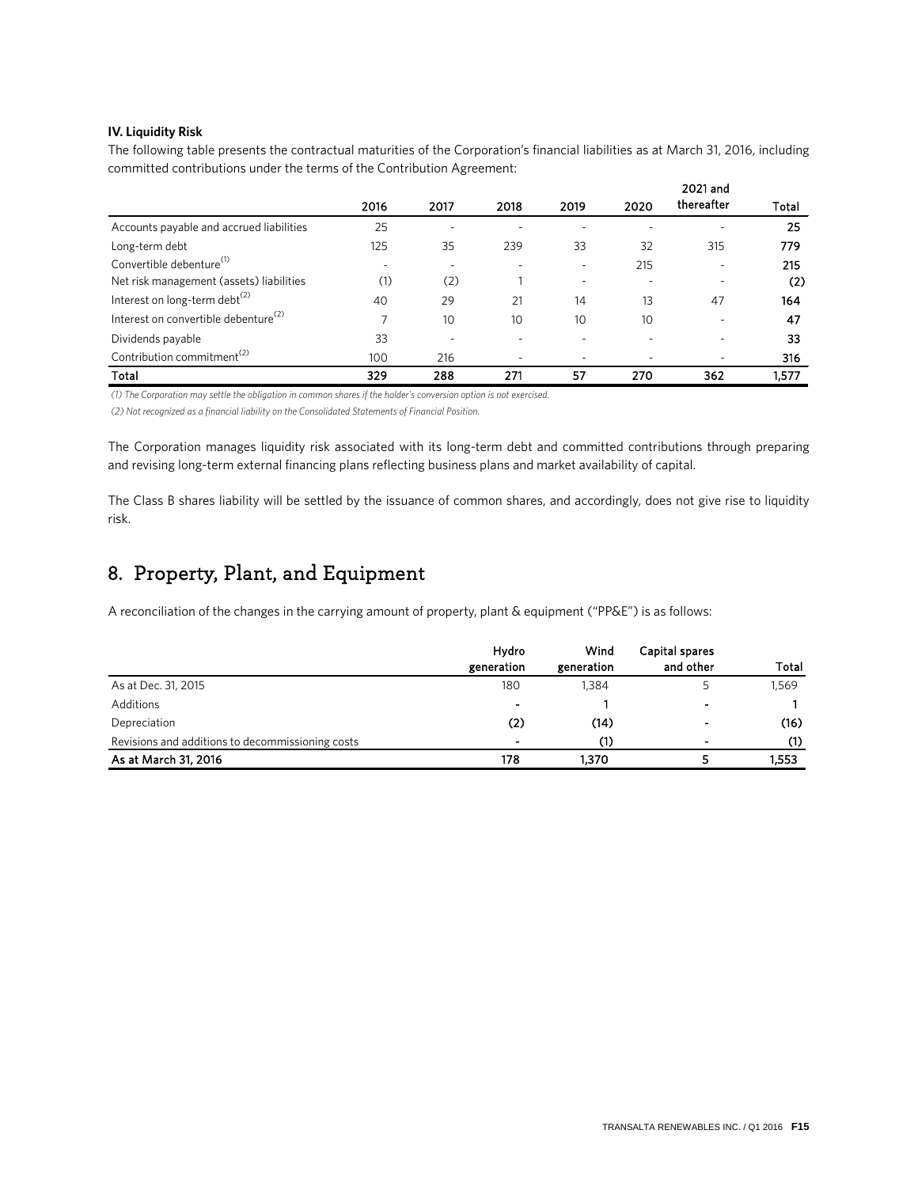**IV. Liquidity Risk**

The following table presents the contractual maturities of the Corporation's financial liabilities as at March 31, 2016, including committed contributions under the terms of the Contribution Agreement:

| | 2016 | 2017 | 2018 | 2019 | 2020 | 2021 and thereafter | Total |
|---|---|---|---|---|---|---|---|
| Accounts payable and accrued liabilities | 25 | - | - | - | - | - | **25** |
| Long-term debt | 125 | 35 | 239 | 33 | 32 | 315 | **779** |
| Convertible debenture[(1)] | - | - | - | - | 215 | - | **215** |
| Net risk management (assets) liabilities | (1) | (2) | 1 | - | - | - | **(2)** |
| Interest on long-term debt[(2)] | 40 | 29 | 21 | 14 | 13 | 47 | **164** |
| Interest on convertible debenture[(2)] | 7 | 10 | 10 | 10 | 10 | - | **47** |
| Dividends payable | 33 | - | - | - | - | - | **33** |
| Contribution commitment[(2)] | 100 | 216 | - | - | - | - | **316** |
| **Total** | **329** | **288** | **271** | **57** | **270** | **362** | **1,577** |

*(1) The Corporation may settle the obligation in common shares if the holder's conversion option is not exercised.*

*(2) Not recognized as a financial liability on the Consolidated Statements of Financial Position.*

The Corporation manages liquidity risk associated with its long-term debt and committed contributions through preparing and revising long-term external financing plans reflecting business plans and market availability of capital.

The Class B shares liability will be settled by the issuance of common shares, and accordingly, does not give rise to liquidity risk.

# 8. Property, Plant, and Equipment

A reconciliation of the changes in the carrying amount of property, plant & equipment ("PP&E") is as follows:

| | Hydro generation | Wind generation | Capital spares and other | Total |
|---|---|---|---|---|
| As at Dec. 31, 2015 | 180 | 1,384 | 5 | 1,569 |
| Additions | - | 1 | - | 1 |
| Depreciation | (2) | (14) | - | (16) |
| Revisions and additions to decommissioning costs | - | (1) | - | (1) |
| **As at March 31, 2016** | **178** | **1,370** | **5** | **1,553** |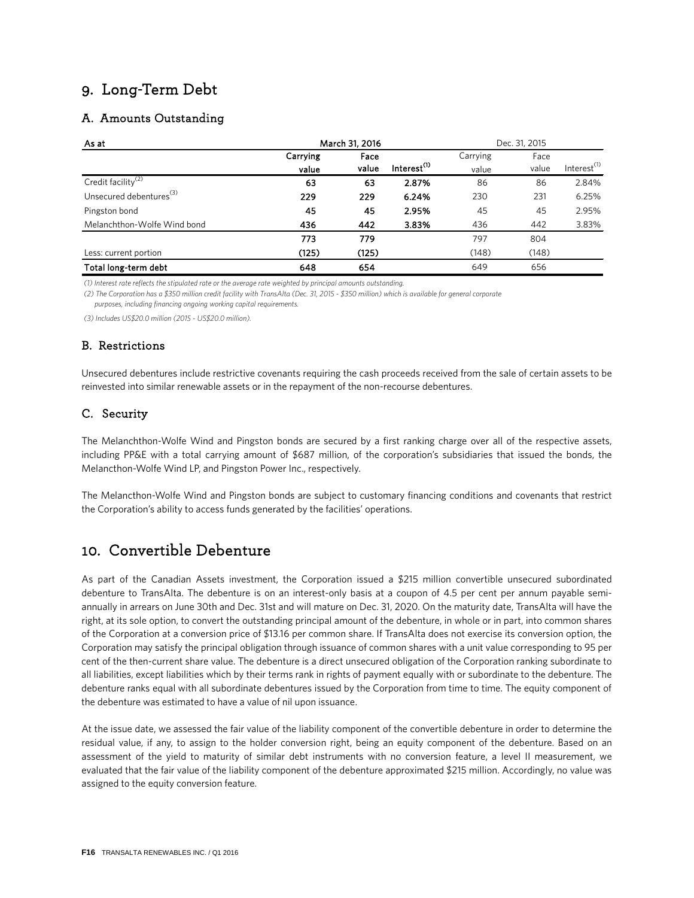# 9. Long-Term Debt

## A. Amounts Outstanding

| As at | March 31, 2016 | | | Dec. 31, 2015 | | |
|---|---|---|---|---|---|---|
| | Carrying value | Face value | Interest[1] | Carrying value | Face value | Interest[1] |
| Credit facility[2] | **63** | **63** | **2.87%** | 86 | 86 | 2.84% |
| Unsecured debentures[3] | **229** | **229** | **6.24%** | 230 | 231 | 6.25% |
| Pingston bond | **45** | **45** | **2.95%** | 45 | 45 | 2.95% |
| Melanchthon-Wolfe Wind bond | **436** | **442** | **3.83%** | 436 | 442 | 3.83% |
| | **773** | **779** | | 797 | 804 | |
| Less: current portion | **(125)** | **(125)** | | (148) | (148) | |
| **Total long-term debt** | **648** | **654** | | 649 | 656 | |

*(1) Interest rate reflects the stipulated rate or the average rate weighted by principal amounts outstanding.*

*(2) The Corporation has a $350 million credit facility with TransAlta (Dec. 31, 2015 - $350 million) which is available for general corporate purposes, including financing ongoing working capital requirements.*

*(3) Includes US$20.0 million (2015 - US$20.0 million).*

## B. Restrictions

Unsecured debentures include restrictive covenants requiring the cash proceeds received from the sale of certain assets to be reinvested into similar renewable assets or in the repayment of the non-recourse debentures.

## C. Security

The Melanchthon-Wolfe Wind and Pingston bonds are secured by a first ranking charge over all of the respective assets, including PP&E with a total carrying amount of $687 million, of the corporation's subsidiaries that issued the bonds, the Melancthon-Wolfe Wind LP, and Pingston Power Inc., respectively.

The Melancthon-Wolfe Wind and Pingston bonds are subject to customary financing conditions and covenants that restrict the Corporation's ability to access funds generated by the facilities' operations.

# 10. Convertible Debenture

As part of the Canadian Assets investment, the Corporation issued a $215 million convertible unsecured subordinated debenture to TransAlta. The debenture is on an interest-only basis at a coupon of 4.5 per cent per annum payable semi-annually in arrears on June 30th and Dec. 31st and will mature on Dec. 31, 2020. On the maturity date, TransAlta will have the right, at its sole option, to convert the outstanding principal amount of the debenture, in whole or in part, into common shares of the Corporation at a conversion price of $13.16 per common share. If TransAlta does not exercise its conversion option, the Corporation may satisfy the principal obligation through issuance of common shares with a unit value corresponding to 95 per cent of the then-current share value. The debenture is a direct unsecured obligation of the Corporation ranking subordinate to all liabilities, except liabilities which by their terms rank in rights of payment equally with or subordinate to the debenture. The debenture ranks equal with all subordinate debentures issued by the Corporation from time to time. The equity component of the debenture was estimated to have a value of nil upon issuance.

At the issue date, we assessed the fair value of the liability component of the convertible debenture in order to determine the residual value, if any, to assign to the holder conversion right, being an equity component of the debenture. Based on an assessment of the yield to maturity of similar debt instruments with no conversion feature, a level II measurement, we evaluated that the fair value of the liability component of the debenture approximated $215 million. Accordingly, no value was assigned to the equity conversion feature.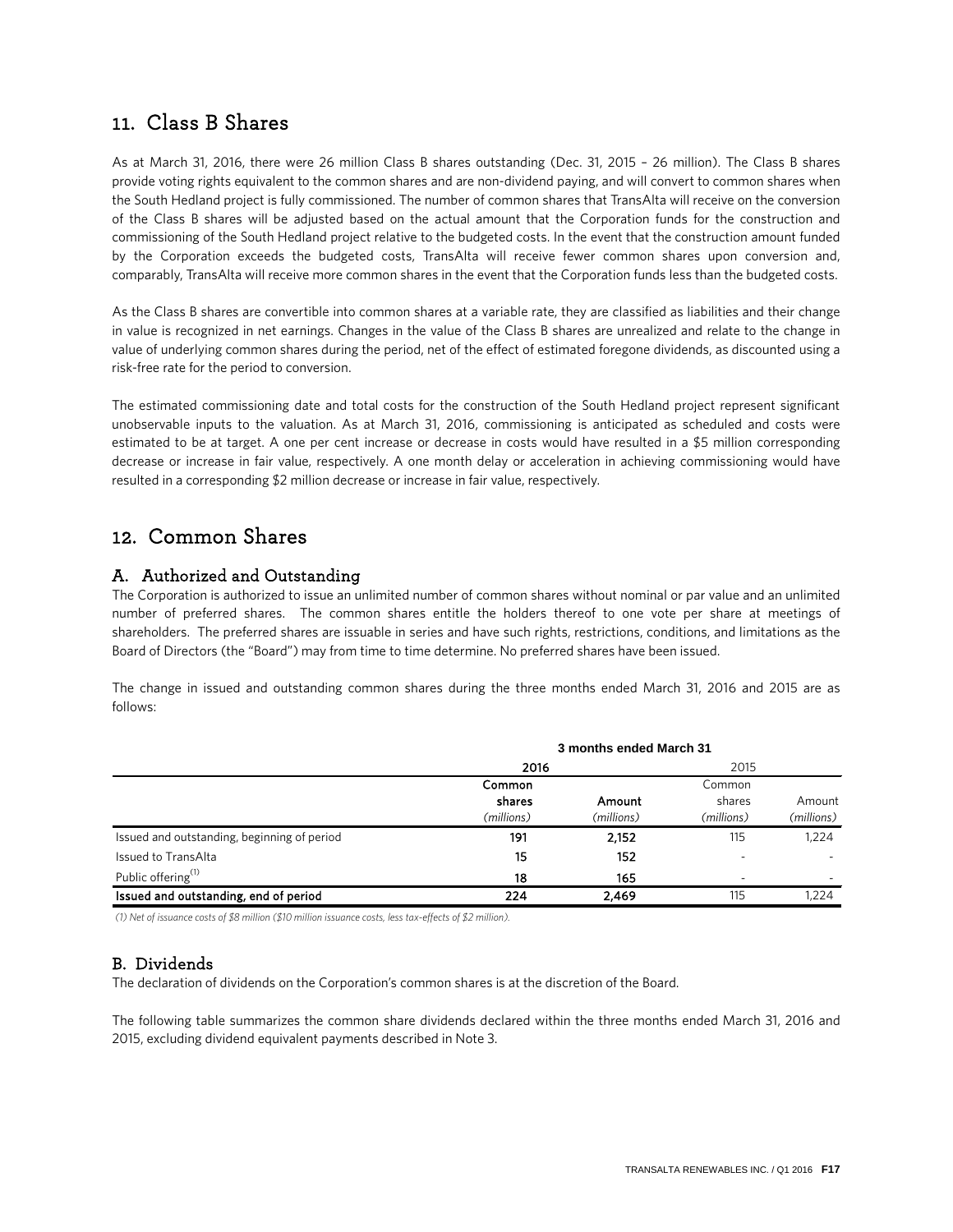## 11. Class B Shares

As at March 31, 2016, there were 26 million Class B shares outstanding (Dec. 31, 2015 – 26 million). The Class B shares provide voting rights equivalent to the common shares and are non-dividend paying, and will convert to common shares when the South Hedland project is fully commissioned. The number of common shares that TransAlta will receive on the conversion of the Class B shares will be adjusted based on the actual amount that the Corporation funds for the construction and commissioning of the South Hedland project relative to the budgeted costs. In the event that the construction amount funded by the Corporation exceeds the budgeted costs, TransAlta will receive fewer common shares upon conversion and, comparably, TransAlta will receive more common shares in the event that the Corporation funds less than the budgeted costs.

As the Class B shares are convertible into common shares at a variable rate, they are classified as liabilities and their change in value is recognized in net earnings. Changes in the value of the Class B shares are unrealized and relate to the change in value of underlying common shares during the period, net of the effect of estimated foregone dividends, as discounted using a risk-free rate for the period to conversion.

The estimated commissioning date and total costs for the construction of the South Hedland project represent significant unobservable inputs to the valuation. As at March 31, 2016, commissioning is anticipated as scheduled and costs were estimated to be at target. A one per cent increase or decrease in costs would have resulted in a $5 million corresponding decrease or increase in fair value, respectively. A one month delay or acceleration in achieving commissioning would have resulted in a corresponding $2 million decrease or increase in fair value, respectively.

## 12. Common Shares

### A. Authorized and Outstanding

The Corporation is authorized to issue an unlimited number of common shares without nominal or par value and an unlimited number of preferred shares. The common shares entitle the holders thereof to one vote per share at meetings of shareholders. The preferred shares are issuable in series and have such rights, restrictions, conditions, and limitations as the Board of Directors (the "Board") may from time to time determine. No preferred shares have been issued.

The change in issued and outstanding common shares during the three months ended March 31, 2016 and 2015 are as follows:

| | 3 months ended March 31 | | | |
|---|---|---|---|---|
| | **2016** | | 2015 | |
| | **Common shares** *(millions)* | **Amount** *(millions)* | Common shares *(millions)* | Amount *(millions)* |
| Issued and outstanding, beginning of period | **191** | **2,152** | 115 | 1,224 |
| Issued to TransAlta | **15** | **152** | - | - |
| Public offering[1] | **18** | **165** | - | - |
| **Issued and outstanding, end of period** | **224** | **2,469** | 115 | 1,224 |

*(1) Net of issuance costs of $8 million ($10 million issuance costs, less tax-effects of $2 million).*

### B. Dividends

The declaration of dividends on the Corporation's common shares is at the discretion of the Board.

The following table summarizes the common share dividends declared within the three months ended March 31, 2016 and 2015, excluding dividend equivalent payments described in Note 3.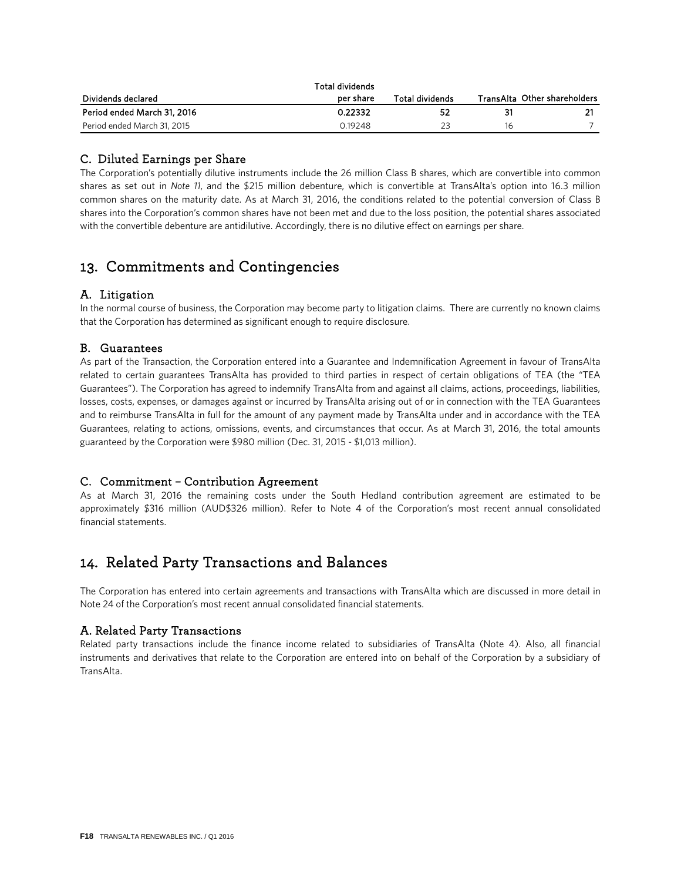| Dividends declared | Total dividends per share | Total dividends | TransAlta | Other shareholders |
|---|---|---|---|---|
| **Period ended March 31, 2016** | **0.22332** | **52** | **31** | **21** |
| Period ended March 31, 2015 | 0.19248 | 23 | 16 | 7 |

### C. Diluted Earnings per Share

The Corporation's potentially dilutive instruments include the 26 million Class B shares, which are convertible into common shares as set out in *Note 11*, and the $215 million debenture, which is convertible at TransAlta's option into 16.3 million common shares on the maturity date. As at March 31, 2016, the conditions related to the potential conversion of Class B shares into the Corporation's common shares have not been met and due to the loss position, the potential shares associated with the convertible debenture are antidilutive. Accordingly, there is no dilutive effect on earnings per share.

## 13. Commitments and Contingencies

### A. Litigation

In the normal course of business, the Corporation may become party to litigation claims. There are currently no known claims that the Corporation has determined as significant enough to require disclosure.

### B. Guarantees

As part of the Transaction, the Corporation entered into a Guarantee and Indemnification Agreement in favour of TransAlta related to certain guarantees TransAlta has provided to third parties in respect of certain obligations of TEA (the "TEA Guarantees"). The Corporation has agreed to indemnify TransAlta from and against all claims, actions, proceedings, liabilities, losses, costs, expenses, or damages against or incurred by TransAlta arising out of or in connection with the TEA Guarantees and to reimburse TransAlta in full for the amount of any payment made by TransAlta under and in accordance with the TEA Guarantees, relating to actions, omissions, events, and circumstances that occur. As at March 31, 2016, the total amounts guaranteed by the Corporation were $980 million (Dec. 31, 2015 - $1,013 million).

### C. Commitment – Contribution Agreement

As at March 31, 2016 the remaining costs under the South Hedland contribution agreement are estimated to be approximately $316 million (AUD$326 million). Refer to Note 4 of the Corporation's most recent annual consolidated financial statements.

## 14. Related Party Transactions and Balances

The Corporation has entered into certain agreements and transactions with TransAlta which are discussed in more detail in Note 24 of the Corporation's most recent annual consolidated financial statements.

### A. Related Party Transactions

Related party transactions include the finance income related to subsidiaries of TransAlta (Note 4). Also, all financial instruments and derivatives that relate to the Corporation are entered into on behalf of the Corporation by a subsidiary of TransAlta.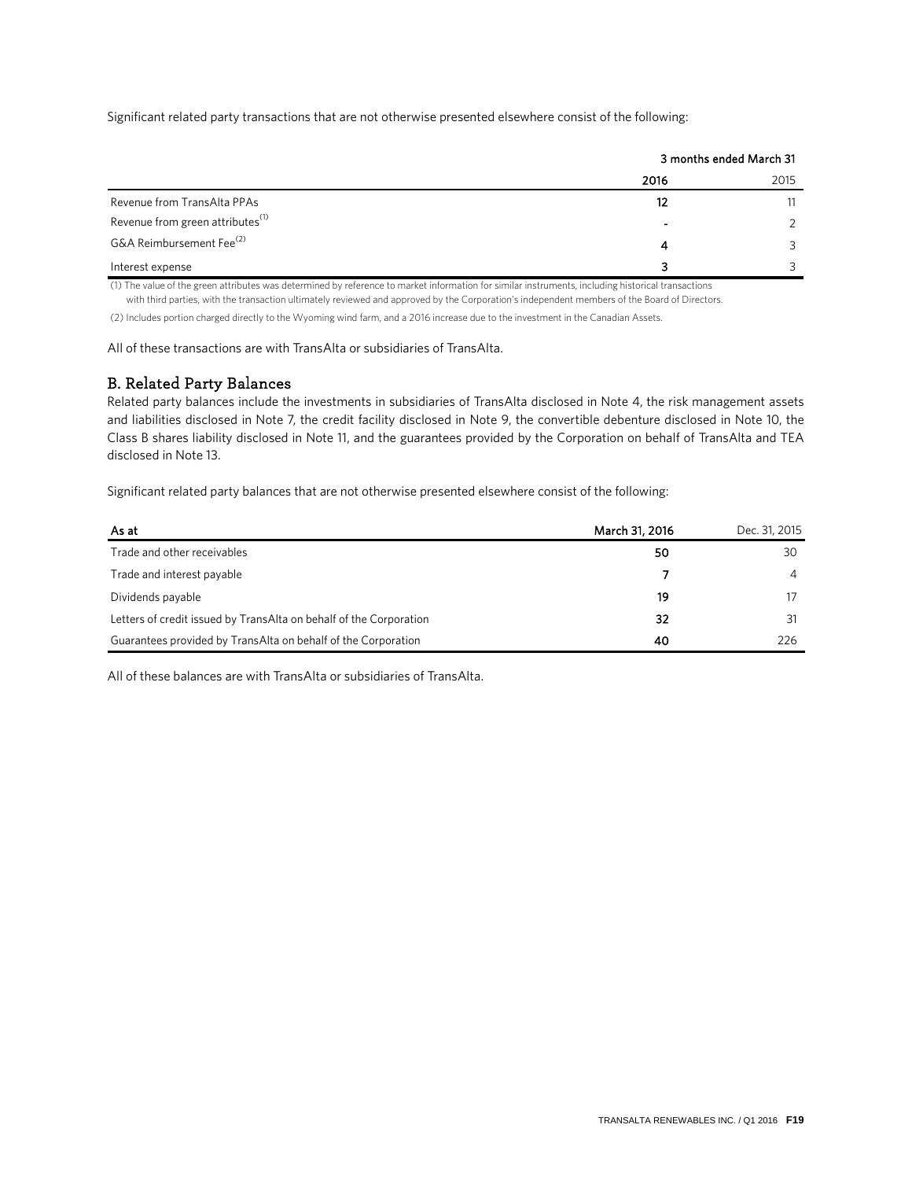Significant related party transactions that are not otherwise presented elsewhere consist of the following:

| | 3 months ended March 31 | |
|---|---|---|
| | **2016** | 2015 |
| Revenue from TransAlta PPAs | **12** | 11 |
| Revenue from green attributes[1] | **-** | 2 |
| G&A Reimbursement Fee[2] | **4** | 3 |
| Interest expense | **3** | 3 |

(1) The value of the green attributes was determined by reference to market information for similar instruments, including historical transactions with third parties, with the transaction ultimately reviewed and approved by the Corporation's independent members of the Board of Directors.

(2) Includes portion charged directly to the Wyoming wind farm, and a 2016 increase due to the investment in the Canadian Assets.

All of these transactions are with TransAlta or subsidiaries of TransAlta.

## B. Related Party Balances

Related party balances include the investments in subsidiaries of TransAlta disclosed in Note 4, the risk management assets and liabilities disclosed in Note 7, the credit facility disclosed in Note 9, the convertible debenture disclosed in Note 10, the Class B shares liability disclosed in Note 11, and the guarantees provided by the Corporation on behalf of TransAlta and TEA disclosed in Note 13.

Significant related party balances that are not otherwise presented elsewhere consist of the following:

| As at | March 31, 2016 | Dec. 31, 2015 |
|---|---|---|
| Trade and other receivables | **50** | 30 |
| Trade and interest payable | **7** | 4 |
| Dividends payable | **19** | 17 |
| Letters of credit issued by TransAlta on behalf of the Corporation | **32** | 31 |
| Guarantees provided by TransAlta on behalf of the Corporation | **40** | 226 |

All of these balances are with TransAlta or subsidiaries of TransAlta.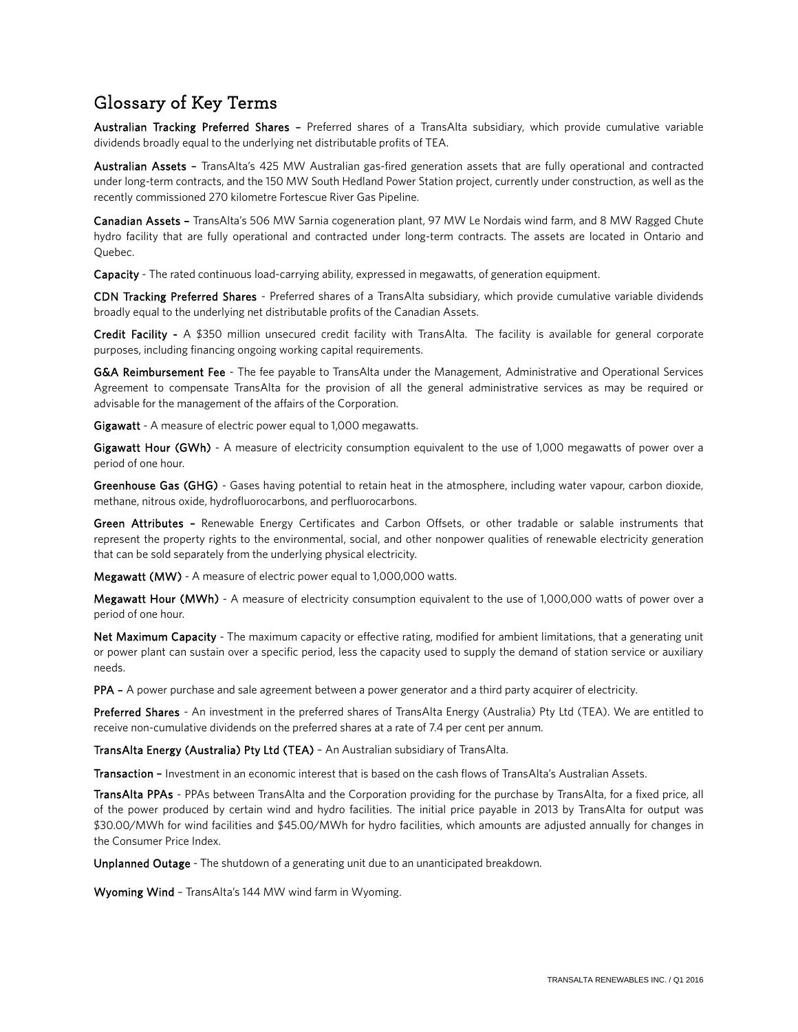# Glossary of Key Terms

**Australian Tracking Preferred Shares –** Preferred shares of a TransAlta subsidiary, which provide cumulative variable dividends broadly equal to the underlying net distributable profits of TEA.

**Australian Assets –** TransAlta's 425 MW Australian gas-fired generation assets that are fully operational and contracted under long-term contracts, and the 150 MW South Hedland Power Station project, currently under construction, as well as the recently commissioned 270 kilometre Fortescue River Gas Pipeline.

**Canadian Assets –** TransAlta's 506 MW Sarnia cogeneration plant, 97 MW Le Nordais wind farm, and 8 MW Ragged Chute hydro facility that are fully operational and contracted under long-term contracts. The assets are located in Ontario and Quebec.

**Capacity** - The rated continuous load-carrying ability, expressed in megawatts, of generation equipment.

**CDN Tracking Preferred Shares** - Preferred shares of a TransAlta subsidiary, which provide cumulative variable dividends broadly equal to the underlying net distributable profits of the Canadian Assets.

**Credit Facility -** A $350 million unsecured credit facility with TransAlta. The facility is available for general corporate purposes, including financing ongoing working capital requirements.

**G&A Reimbursement Fee** - The fee payable to TransAlta under the Management, Administrative and Operational Services Agreement to compensate TransAlta for the provision of all the general administrative services as may be required or advisable for the management of the affairs of the Corporation.

**Gigawatt** - A measure of electric power equal to 1,000 megawatts.

**Gigawatt Hour (GWh)** - A measure of electricity consumption equivalent to the use of 1,000 megawatts of power over a period of one hour.

**Greenhouse Gas (GHG)** - Gases having potential to retain heat in the atmosphere, including water vapour, carbon dioxide, methane, nitrous oxide, hydrofluorocarbons, and perfluorocarbons.

**Green Attributes –** Renewable Energy Certificates and Carbon Offsets, or other tradable or salable instruments that represent the property rights to the environmental, social, and other nonpower qualities of renewable electricity generation that can be sold separately from the underlying physical electricity.

**Megawatt (MW)** - A measure of electric power equal to 1,000,000 watts.

**Megawatt Hour (MWh)** - A measure of electricity consumption equivalent to the use of 1,000,000 watts of power over a period of one hour.

**Net Maximum Capacity** - The maximum capacity or effective rating, modified for ambient limitations, that a generating unit or power plant can sustain over a specific period, less the capacity used to supply the demand of station service or auxiliary needs.

**PPA –** A power purchase and sale agreement between a power generator and a third party acquirer of electricity.

**Preferred Shares** - An investment in the preferred shares of TransAlta Energy (Australia) Pty Ltd (TEA). We are entitled to receive non-cumulative dividends on the preferred shares at a rate of 7.4 per cent per annum.

**TransAlta Energy (Australia) Pty Ltd (TEA)** – An Australian subsidiary of TransAlta.

**Transaction –** Investment in an economic interest that is based on the cash flows of TransAlta's Australian Assets.

**TransAlta PPAs** - PPAs between TransAlta and the Corporation providing for the purchase by TransAlta, for a fixed price, all of the power produced by certain wind and hydro facilities. The initial price payable in 2013 by TransAlta for output was $30.00/MWh for wind facilities and $45.00/MWh for hydro facilities, which amounts are adjusted annually for changes in the Consumer Price Index.

**Unplanned Outage** - The shutdown of a generating unit due to an unanticipated breakdown.

**Wyoming Wind** – TransAlta's 144 MW wind farm in Wyoming.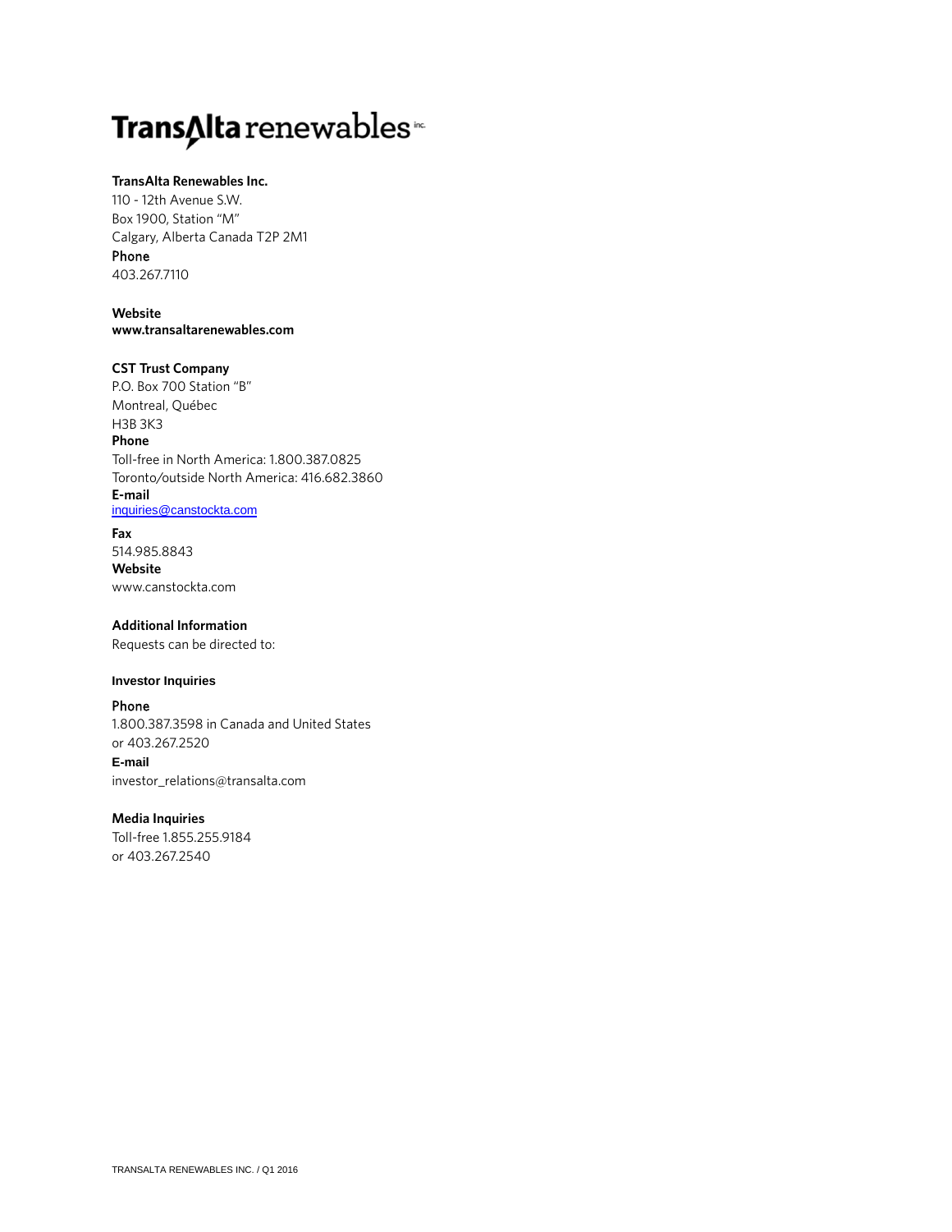**TransAlta renewables inc.**

**TransAlta Renewables Inc.**
110 - 12th Avenue S.W.
Box 1900, Station "M"
Calgary, Alberta Canada T2P 2M1
**Phone**
403.267.7110

**Website**
**www.transaltarenewables.com**

**CST Trust Company**
P.O. Box 700 Station "B"
Montreal, Québec
H3B 3K3
**Phone**
Toll-free in North America: 1.800.387.0825
Toronto/outside North America: 416.682.3860
**E-mail**
inquiries@canstockta.com

**Fax**
514.985.8843
**Website**
www.canstockta.com

**Additional Information**
Requests can be directed to:

**Investor Inquiries**

**Phone**
1.800.387.3598 in Canada and United States
or 403.267.2520
**E-mail**
investor_relations@transalta.com

**Media Inquiries**
Toll-free 1.855.255.9184
or 403.267.2540